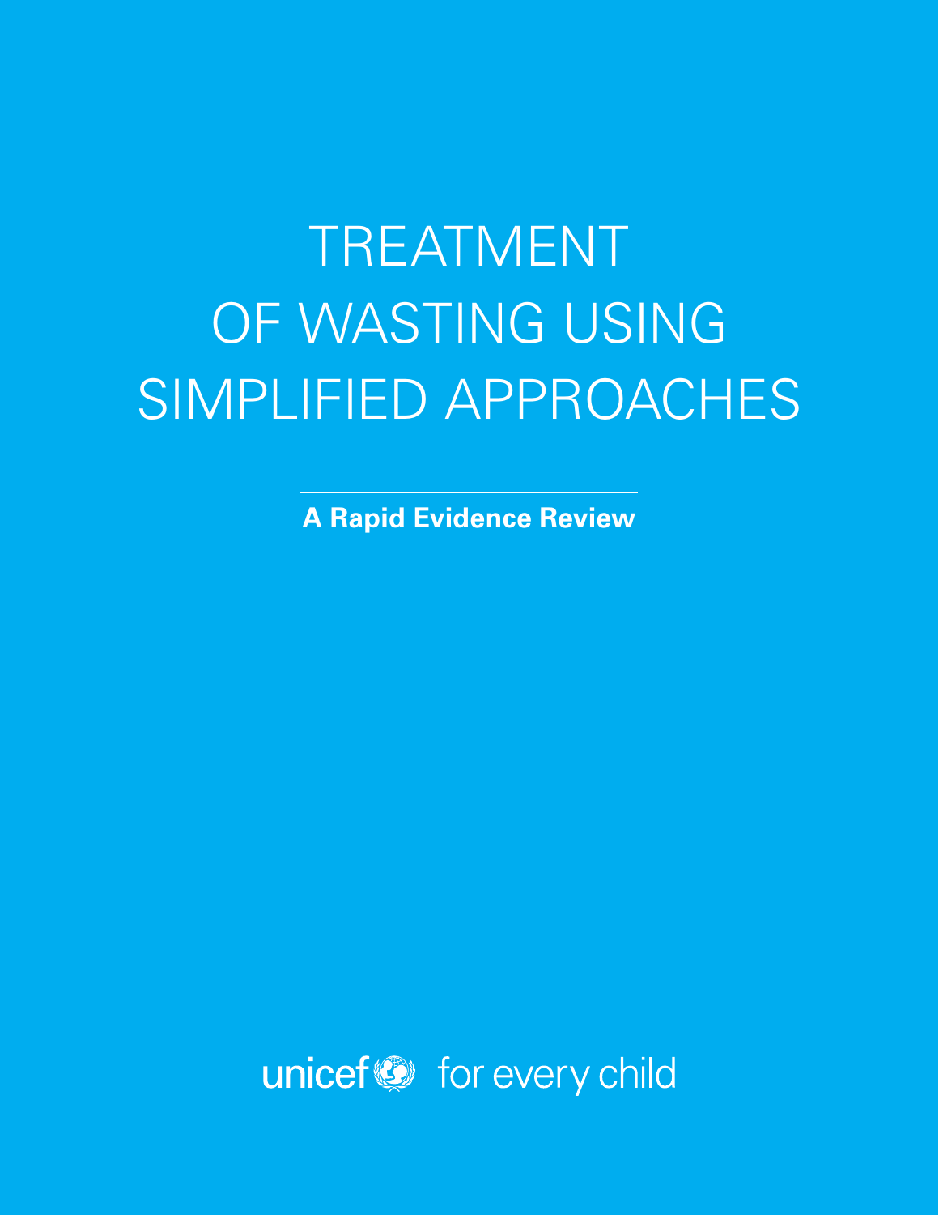# TREATMENT OF WASTING USING SIMPLIFIED APPROACHES

**A Rapid Evidence Review**

unicef | for every child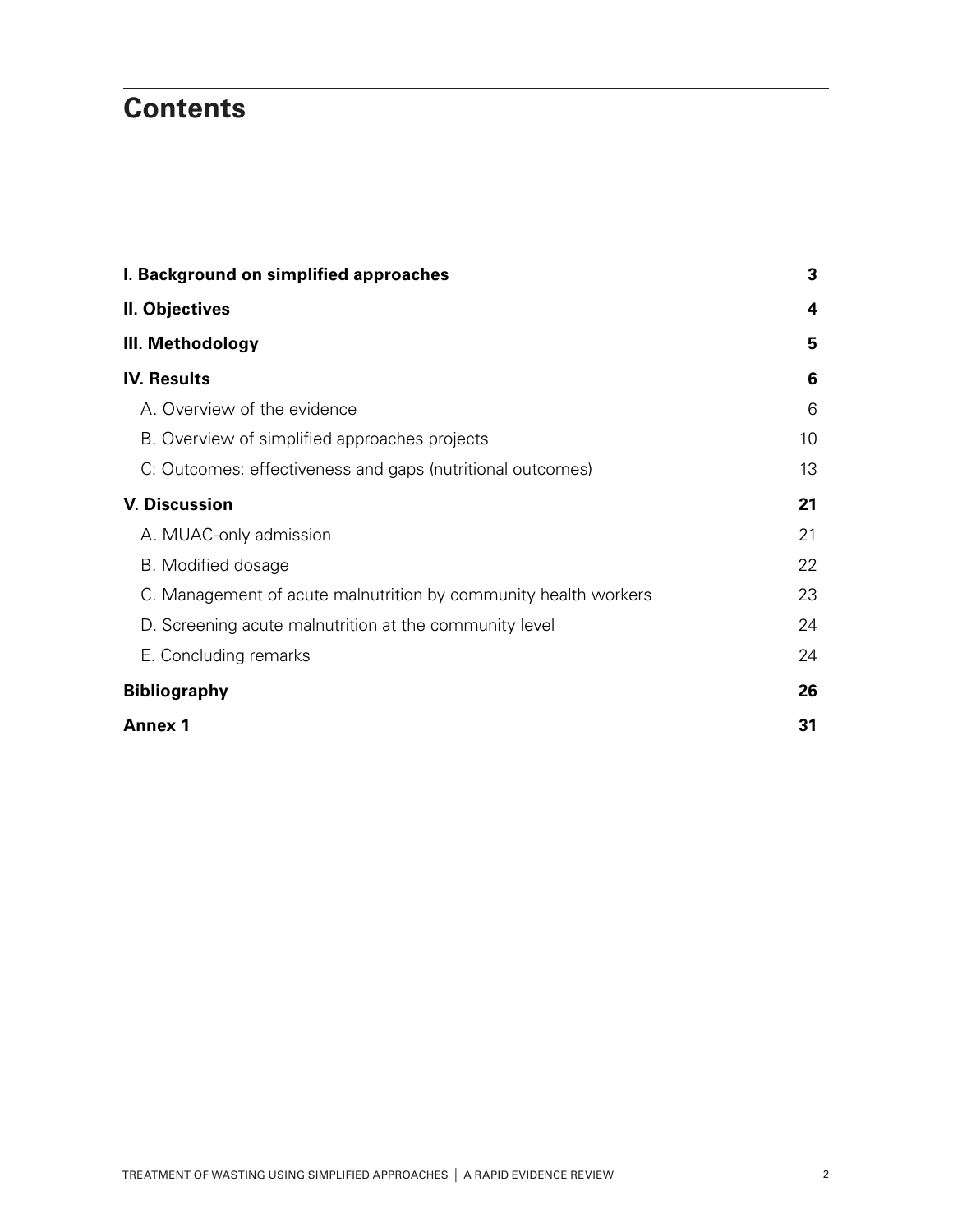# Contents

| | |
|---|---|
| **I. Background on simplified approaches** | **3** |
| **II. Objectives** | **4** |
| **III. Methodology** | **5** |
| **IV. Results** | **6** |
| A. Overview of the evidence | 6 |
| B. Overview of simplified approaches projects | 10 |
| C: Outcomes: effectiveness and gaps (nutritional outcomes) | 13 |
| **V. Discussion** | **21** |
| A. MUAC-only admission | 21 |
| B. Modified dosage | 22 |
| C. Management of acute malnutrition by community health workers | 23 |
| D. Screening acute malnutrition at the community level | 24 |
| E. Concluding remarks | 24 |
| **Bibliography** | **26** |
| **Annex 1** | **31** |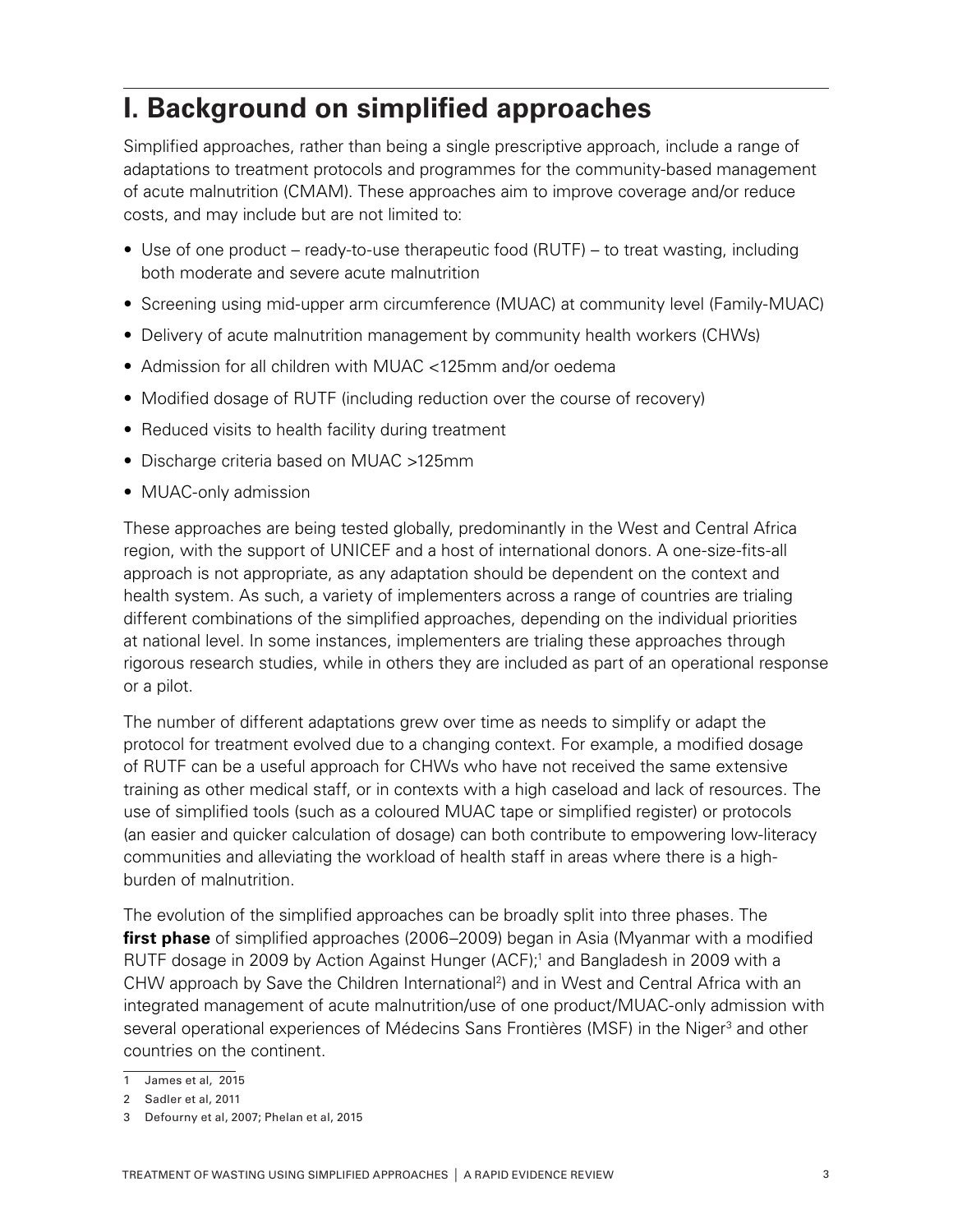# I. Background on simplified approaches

Simplified approaches, rather than being a single prescriptive approach, include a range of adaptations to treatment protocols and programmes for the community-based management of acute malnutrition (CMAM). These approaches aim to improve coverage and/or reduce costs, and may include but are not limited to:

- Use of one product – ready-to-use therapeutic food (RUTF) – to treat wasting, including both moderate and severe acute malnutrition
- Screening using mid-upper arm circumference (MUAC) at community level (Family-MUAC)
- Delivery of acute malnutrition management by community health workers (CHWs)
- Admission for all children with MUAC <125mm and/or oedema
- Modified dosage of RUTF (including reduction over the course of recovery)
- Reduced visits to health facility during treatment
- Discharge criteria based on MUAC >125mm
- MUAC-only admission

These approaches are being tested globally, predominantly in the West and Central Africa region, with the support of UNICEF and a host of international donors. A one-size-fits-all approach is not appropriate, as any adaptation should be dependent on the context and health system. As such, a variety of implementers across a range of countries are trialing different combinations of the simplified approaches, depending on the individual priorities at national level. In some instances, implementers are trialing these approaches through rigorous research studies, while in others they are included as part of an operational response or a pilot.

The number of different adaptations grew over time as needs to simplify or adapt the protocol for treatment evolved due to a changing context. For example, a modified dosage of RUTF can be a useful approach for CHWs who have not received the same extensive training as other medical staff, or in contexts with a high caseload and lack of resources. The use of simplified tools (such as a coloured MUAC tape or simplified register) or protocols (an easier and quicker calculation of dosage) can both contribute to empowering low-literacy communities and alleviating the workload of health staff in areas where there is a high-burden of malnutrition.

The evolution of the simplified approaches can be broadly split into three phases. The **first phase** of simplified approaches (2006–2009) began in Asia (Myanmar with a modified RUTF dosage in 2009 by Action Against Hunger (ACF);[1] and Bangladesh in 2009 with a CHW approach by Save the Children International[2]) and in West and Central Africa with an integrated management of acute malnutrition/use of one product/MUAC-only admission with several operational experiences of Médecins Sans Frontières (MSF) in the Niger[3] and other countries on the continent.

1 James et al, 2015

2 Sadler et al, 2011

3 Defourny et al, 2007; Phelan et al, 2015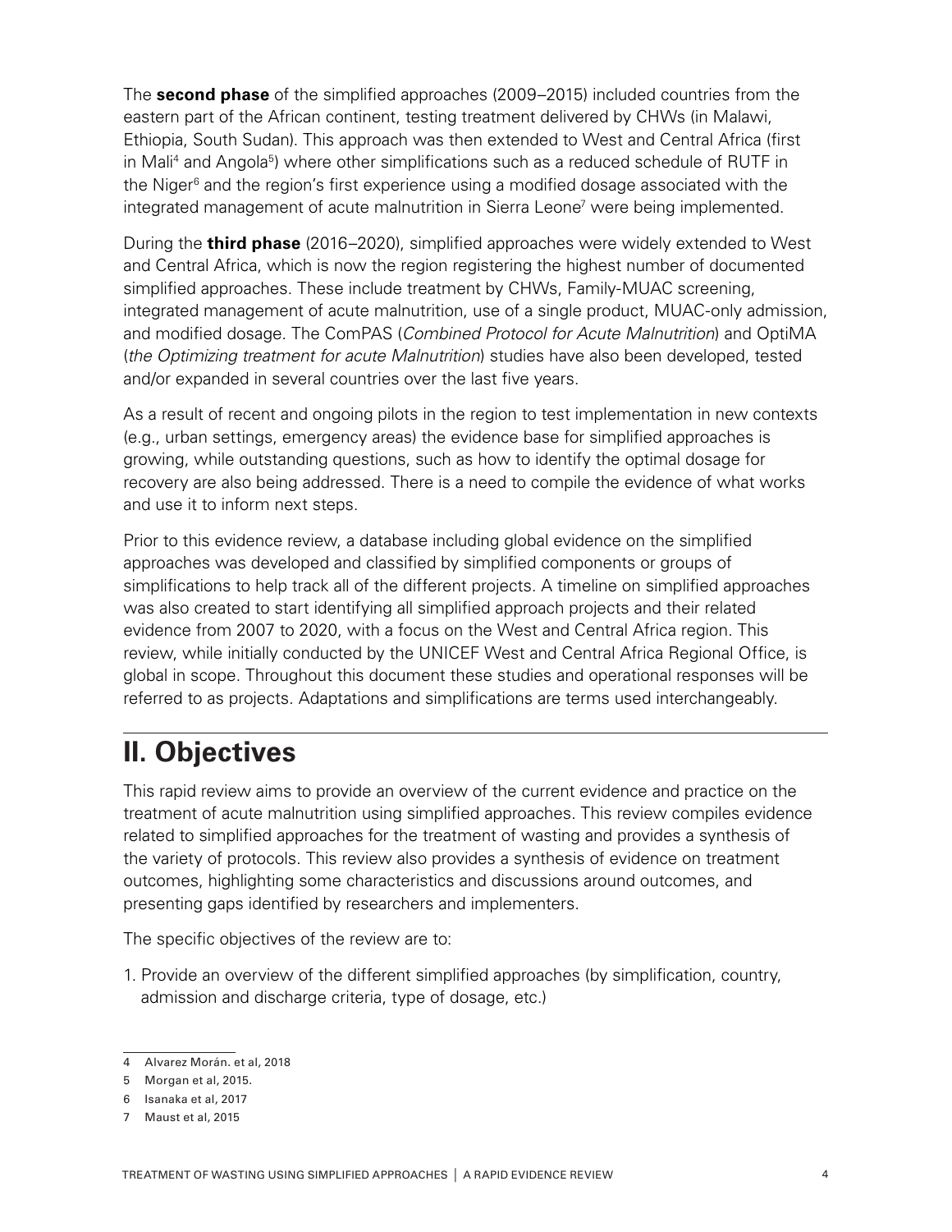The **second phase** of the simplified approaches (2009–2015) included countries from the eastern part of the African continent, testing treatment delivered by CHWs (in Malawi, Ethiopia, South Sudan). This approach was then extended to West and Central Africa (first in Mali[4] and Angola[5]) where other simplifications such as a reduced schedule of RUTF in the Niger[6] and the region's first experience using a modified dosage associated with the integrated management of acute malnutrition in Sierra Leone[7] were being implemented.

During the **third phase** (2016–2020), simplified approaches were widely extended to West and Central Africa, which is now the region registering the highest number of documented simplified approaches. These include treatment by CHWs, Family-MUAC screening, integrated management of acute malnutrition, use of a single product, MUAC-only admission, and modified dosage. The ComPAS (*Combined Protocol for Acute Malnutrition*) and OptiMA (*the Optimizing treatment for acute Malnutrition*) studies have also been developed, tested and/or expanded in several countries over the last five years.

As a result of recent and ongoing pilots in the region to test implementation in new contexts (e.g., urban settings, emergency areas) the evidence base for simplified approaches is growing, while outstanding questions, such as how to identify the optimal dosage for recovery are also being addressed. There is a need to compile the evidence of what works and use it to inform next steps.

Prior to this evidence review, a database including global evidence on the simplified approaches was developed and classified by simplified components or groups of simplifications to help track all of the different projects. A timeline on simplified approaches was also created to start identifying all simplified approach projects and their related evidence from 2007 to 2020, with a focus on the West and Central Africa region. This review, while initially conducted by the UNICEF West and Central Africa Regional Office, is global in scope. Throughout this document these studies and operational responses will be referred to as projects. Adaptations and simplifications are terms used interchangeably.

## II. Objectives

This rapid review aims to provide an overview of the current evidence and practice on the treatment of acute malnutrition using simplified approaches. This review compiles evidence related to simplified approaches for the treatment of wasting and provides a synthesis of the variety of protocols. This review also provides a synthesis of evidence on treatment outcomes, highlighting some characteristics and discussions around outcomes, and presenting gaps identified by researchers and implementers.

The specific objectives of the review are to:

1. Provide an overview of the different simplified approaches (by simplification, country, admission and discharge criteria, type of dosage, etc.)

---

4 Alvarez Morán. et al, 2018

5 Morgan et al, 2015.

6 Isanaka et al, 2017

7 Maust et al, 2015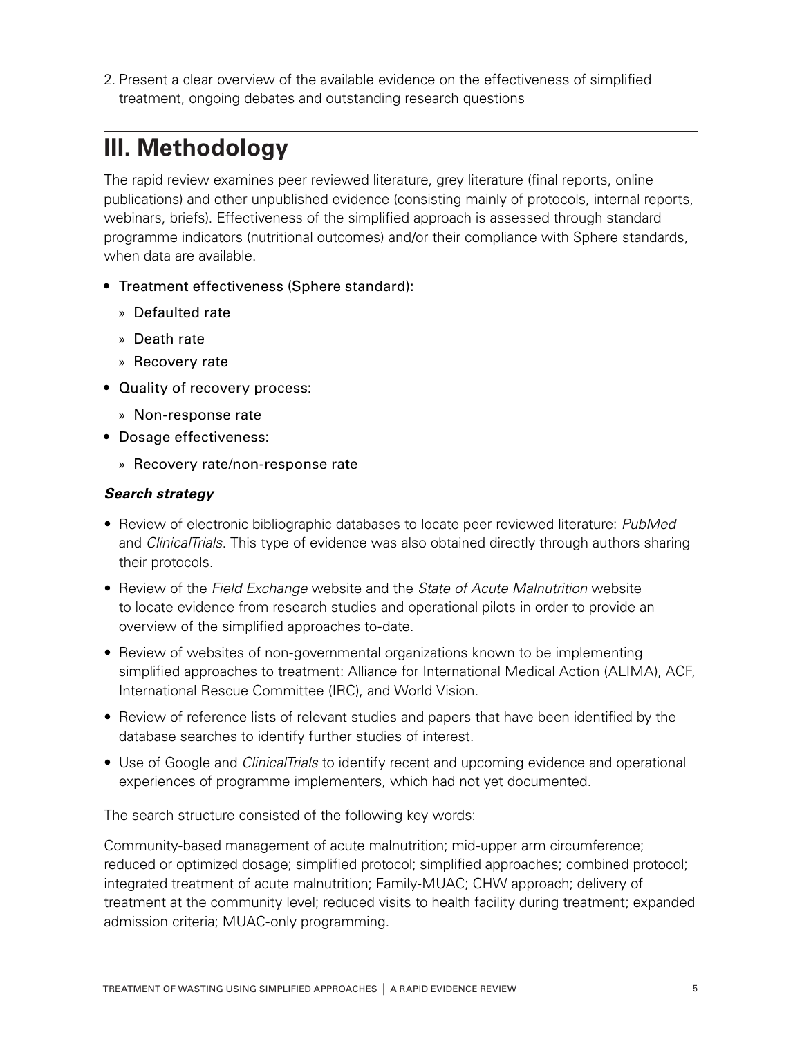2. Present a clear overview of the available evidence on the effectiveness of simplified treatment, ongoing debates and outstanding research questions

# III. Methodology

The rapid review examines peer reviewed literature, grey literature (final reports, online publications) and other unpublished evidence (consisting mainly of protocols, internal reports, webinars, briefs). Effectiveness of the simplified approach is assessed through standard programme indicators (nutritional outcomes) and/or their compliance with Sphere standards, when data are available.

- Treatment effectiveness (Sphere standard):
  - Defaulted rate
  - Death rate
  - Recovery rate
- Quality of recovery process:
  - Non-response rate
- Dosage effectiveness:
  - Recovery rate/non-response rate

***Search strategy***

- Review of electronic bibliographic databases to locate peer reviewed literature: *PubMed* and *ClinicalTrials*. This type of evidence was also obtained directly through authors sharing their protocols.
- Review of the *Field Exchange* website and the *State of Acute Malnutrition* website to locate evidence from research studies and operational pilots in order to provide an overview of the simplified approaches to-date.
- Review of websites of non-governmental organizations known to be implementing simplified approaches to treatment: Alliance for International Medical Action (ALIMA), ACF, International Rescue Committee (IRC), and World Vision.
- Review of reference lists of relevant studies and papers that have been identified by the database searches to identify further studies of interest.
- Use of Google and *ClinicalTrials* to identify recent and upcoming evidence and operational experiences of programme implementers, which had not yet documented.

The search structure consisted of the following key words:

Community-based management of acute malnutrition; mid-upper arm circumference; reduced or optimized dosage; simplified protocol; simplified approaches; combined protocol; integrated treatment of acute malnutrition; Family-MUAC; CHW approach; delivery of treatment at the community level; reduced visits to health facility during treatment; expanded admission criteria; MUAC-only programming.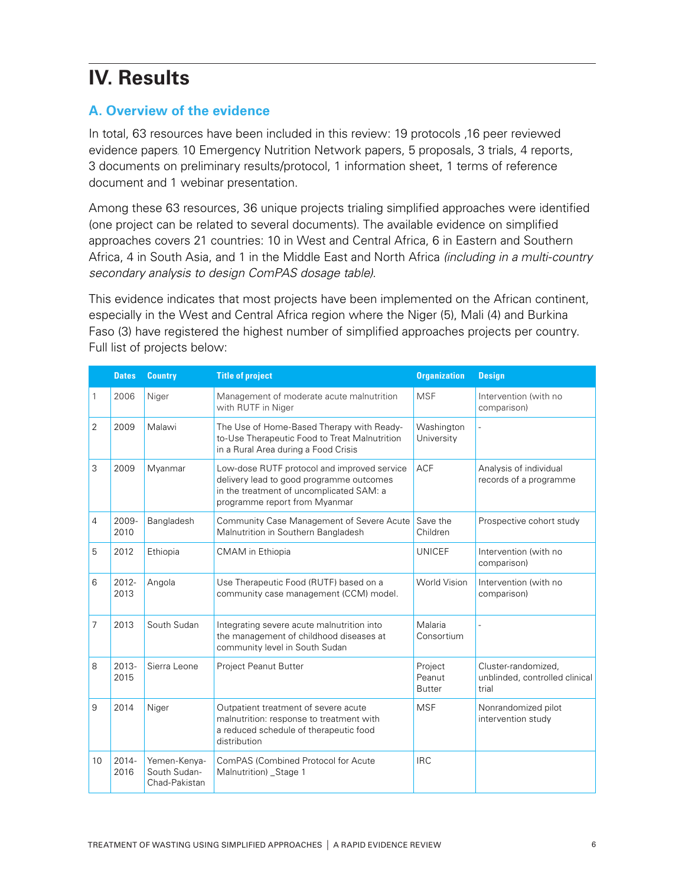# IV. Results

## A. Overview of the evidence

In total, 63 resources have been included in this review: 19 protocols ,16 peer reviewed evidence papers, 10 Emergency Nutrition Network papers, 5 proposals, 3 trials, 4 reports, 3 documents on preliminary results/protocol, 1 information sheet, 1 terms of reference document and 1 webinar presentation.

Among these 63 resources, 36 unique projects trialing simplified approaches were identified (one project can be related to several documents). The available evidence on simplified approaches covers 21 countries: 10 in West and Central Africa, 6 in Eastern and Southern Africa, 4 in South Asia, and 1 in the Middle East and North Africa *(including in a multi-country secondary analysis to design ComPAS dosage table)*.

This evidence indicates that most projects have been implemented on the African continent, especially in the West and Central Africa region where the Niger (5), Mali (4) and Burkina Faso (3) have registered the highest number of simplified approaches projects per country. Full list of projects below:

| | Dates | Country | Title of project | Organization | Design |
|---|---|---|---|---|---|
| 1 | 2006 | Niger | Management of moderate acute malnutrition with RUTF in Niger | MSF | Intervention (with no comparison) |
| 2 | 2009 | Malawi | The Use of Home-Based Therapy with Ready-to-Use Therapeutic Food to Treat Malnutrition in a Rural Area during a Food Crisis | Washington University | - |
| 3 | 2009 | Myanmar | Low-dose RUTF protocol and improved service delivery lead to good programme outcomes in the treatment of uncomplicated SAM: a programme report from Myanmar | ACF | Analysis of individual records of a programme |
| 4 | 2009-2010 | Bangladesh | Community Case Management of Severe Acute Malnutrition in Southern Bangladesh | Save the Children | Prospective cohort study |
| 5 | 2012 | Ethiopia | CMAM in Ethiopia | UNICEF | Intervention (with no comparison) |
| 6 | 2012-2013 | Angola | Use Therapeutic Food (RUTF) based on a community case management (CCM) model. | World Vision | Intervention (with no comparison) |
| 7 | 2013 | South Sudan | Integrating severe acute malnutrition into the management of childhood diseases at community level in South Sudan | Malaria Consortium | - |
| 8 | 2013-2015 | Sierra Leone | Project Peanut Butter | Project Peanut Butter | Cluster-randomized, unblinded, controlled clinical trial |
| 9 | 2014 | Niger | Outpatient treatment of severe acute malnutrition: response to treatment with a reduced schedule of therapeutic food distribution | MSF | Nonrandomized pilot intervention study |
| 10 | 2014-2016 | Yemen-Kenya-South Sudan-Chad-Pakistan | ComPAS (Combined Protocol for Acute Malnutrition) _Stage 1 | IRC | |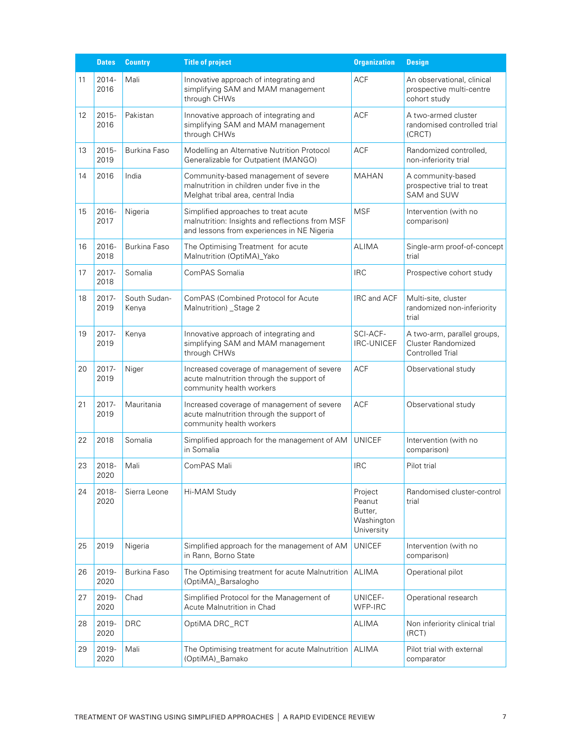|  | Dates | Country | Title of project | Organization | Design |
|---|---|---|---|---|---|
| 11 | 2014-2016 | Mali | Innovative approach of integrating and simplifying SAM and MAM management through CHWs | ACF | An observational, clinical prospective multi-centre cohort study |
| 12 | 2015-2016 | Pakistan | Innovative approach of integrating and simplifying SAM and MAM management through CHWs | ACF | A two-armed cluster randomised controlled trial (CRCT) |
| 13 | 2015-2019 | Burkina Faso | Modelling an Alternative Nutrition Protocol Generalizable for Outpatient (MANGO) | ACF | Randomized controlled, non-inferiority trial |
| 14 | 2016 | India | Community-based management of severe malnutrition in children under five in the Melghat tribal area, central India | MAHAN | A community-based prospective trial to treat SAM and SUW |
| 15 | 2016-2017 | Nigeria | Simplified approaches to treat acute malnutrition: Insights and reflections from MSF and lessons from experiences in NE Nigeria | MSF | Intervention (with no comparison) |
| 16 | 2016-2018 | Burkina Faso | The Optimising Treatment for acute Malnutrition (OptiMA)_Yako | ALIMA | Single-arm proof-of-concept trial |
| 17 | 2017-2018 | Somalia | ComPAS Somalia | IRC | Prospective cohort study |
| 18 | 2017-2019 | South Sudan-Kenya | ComPAS (Combined Protocol for Acute Malnutrition) _Stage 2 | IRC and ACF | Multi-site, cluster randomized non-inferiority trial |
| 19 | 2017-2019 | Kenya | Innovative approach of integrating and simplifying SAM and MAM management through CHWs | SCI-ACF-IRC-UNICEF | A two-arm, parallel groups, Cluster Randomized Controlled Trial |
| 20 | 2017-2019 | Niger | Increased coverage of management of severe acute malnutrition through the support of community health workers | ACF | Observational study |
| 21 | 2017-2019 | Mauritania | Increased coverage of management of severe acute malnutrition through the support of community health workers | ACF | Observational study |
| 22 | 2018 | Somalia | Simplified approach for the management of AM in Somalia | UNICEF | Intervention (with no comparison) |
| 23 | 2018-2020 | Mali | ComPAS Mali | IRC | Pilot trial |
| 24 | 2018-2020 | Sierra Leone | Hi-MAM Study | Project Peanut Butter, Washington University | Randomised cluster-control trial |
| 25 | 2019 | Nigeria | Simplified approach for the management of AM in Rann, Borno State | UNICEF | Intervention (with no comparison) |
| 26 | 2019-2020 | Burkina Faso | The Optimising treatment for acute Malnutrition (OptiMA)_Barsalogho | ALIMA | Operational pilot |
| 27 | 2019-2020 | Chad | Simplified Protocol for the Management of Acute Malnutrition in Chad | UNICEF-WFP-IRC | Operational research |
| 28 | 2019-2020 | DRC | OptiMA DRC_RCT | ALIMA | Non inferiority clinical trial (RCT) |
| 29 | 2019-2020 | Mali | The Optimising treatment for acute Malnutrition (OptiMA)_Bamako | ALIMA | Pilot trial with external comparator |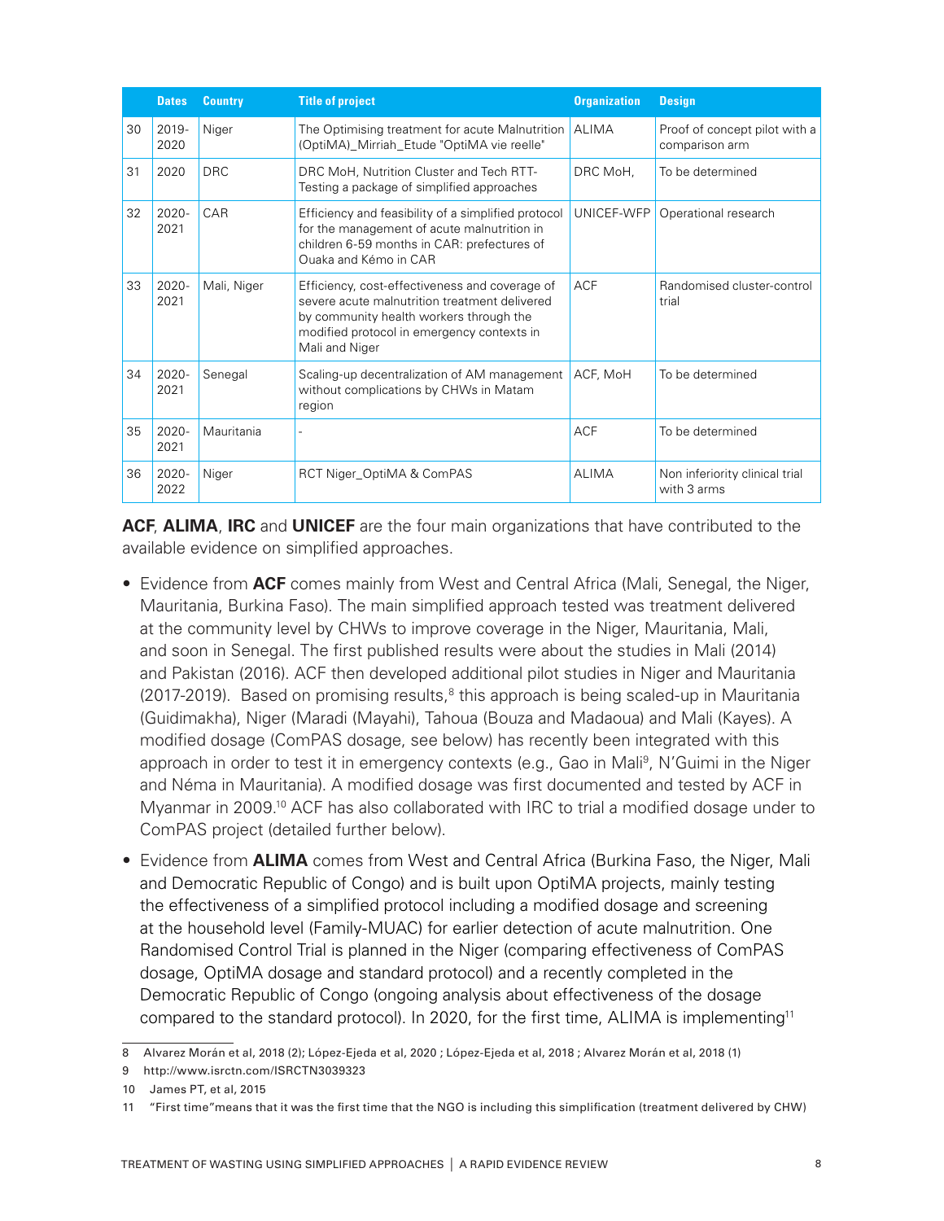| | Dates | Country | Title of project | Organization | Design |
|---|---|---|---|---|---|
| 30 | 2019-2020 | Niger | The Optimising treatment for acute Malnutrition (OptiMA)_Mirriah_Etude "OptiMA vie reelle" | ALIMA | Proof of concept pilot with a comparison arm |
| 31 | 2020 | DRC | DRC MoH, Nutrition Cluster and Tech RTT-Testing a package of simplified approaches | DRC MoH, | To be determined |
| 32 | 2020-2021 | CAR | Efficiency and feasibility of a simplified protocol for the management of acute malnutrition in children 6-59 months in CAR: prefectures of Ouaka and Kémo in CAR | UNICEF-WFP | Operational research |
| 33 | 2020-2021 | Mali, Niger | Efficiency, cost-effectiveness and coverage of severe acute malnutrition treatment delivered by community health workers through the modified protocol in emergency contexts in Mali and Niger | ACF | Randomised cluster-control trial |
| 34 | 2020-2021 | Senegal | Scaling-up decentralization of AM management without complications by CHWs in Matam region | ACF, MoH | To be determined |
| 35 | 2020-2021 | Mauritania | - | ACF | To be determined |
| 36 | 2020-2022 | Niger | RCT Niger_OptiMA & ComPAS | ALIMA | Non inferiority clinical trial with 3 arms |

**ACF**, **ALIMA**, **IRC** and **UNICEF** are the four main organizations that have contributed to the available evidence on simplified approaches.

- Evidence from **ACF** comes mainly from West and Central Africa (Mali, Senegal, the Niger, Mauritania, Burkina Faso). The main simplified approach tested was treatment delivered at the community level by CHWs to improve coverage in the Niger, Mauritania, Mali, and soon in Senegal. The first published results were about the studies in Mali (2014) and Pakistan (2016). ACF then developed additional pilot studies in Niger and Mauritania (2017-2019). Based on promising results,[8] this approach is being scaled-up in Mauritania (Guidimakha), Niger (Maradi (Mayahi), Tahoua (Bouza and Madaoua) and Mali (Kayes). A modified dosage (ComPAS dosage, see below) has recently been integrated with this approach in order to test it in emergency contexts (e.g., Gao in Mali[9], N'Guimi in the Niger and Néma in Mauritania). A modified dosage was first documented and tested by ACF in Myanmar in 2009.[10] ACF has also collaborated with IRC to trial a modified dosage under to ComPAS project (detailed further below).
- Evidence from **ALIMA** comes from West and Central Africa (Burkina Faso, the Niger, Mali and Democratic Republic of Congo) and is built upon OptiMA projects, mainly testing the effectiveness of a simplified protocol including a modified dosage and screening at the household level (Family-MUAC) for earlier detection of acute malnutrition. One Randomised Control Trial is planned in the Niger (comparing effectiveness of ComPAS dosage, OptiMA dosage and standard protocol) and a recently completed in the Democratic Republic of Congo (ongoing analysis about effectiveness of the dosage compared to the standard protocol). In 2020, for the first time, ALIMA is implementing[11]

8 Alvarez Morán et al, 2018 (2); López-Ejeda et al, 2020 ; López-Ejeda et al, 2018 ; Alvarez Morán et al, 2018 (1)

9 http://www.isrctn.com/ISRCTN3039323

10 James PT, et al, 2015

11 "First time"means that it was the first time that the NGO is including this simplification (treatment delivered by CHW)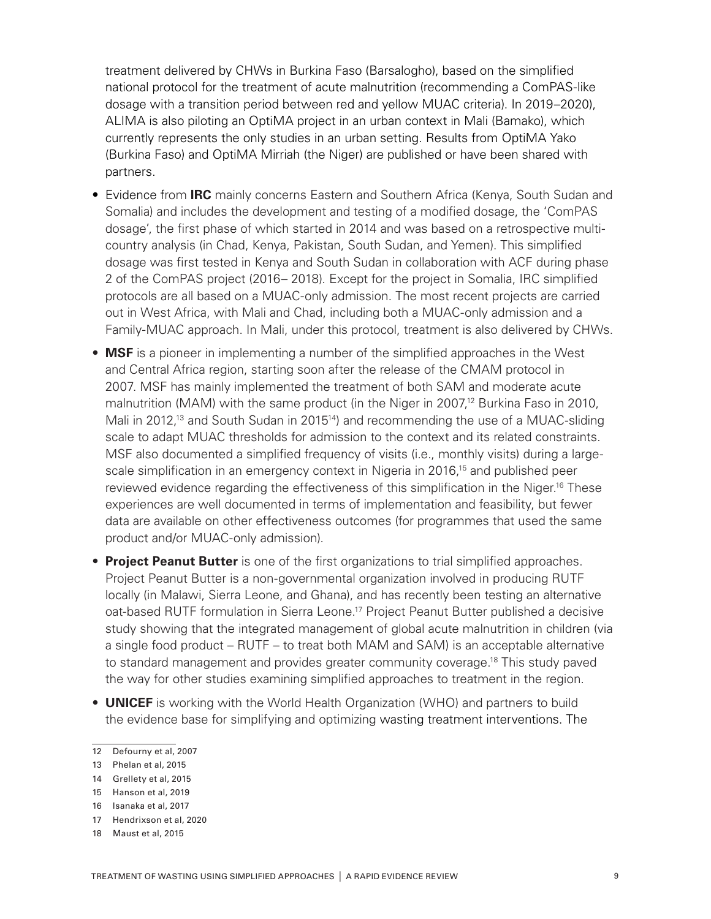treatment delivered by CHWs in Burkina Faso (Barsalogho), based on the simplified national protocol for the treatment of acute malnutrition (recommending a ComPAS-like dosage with a transition period between red and yellow MUAC criteria). In 2019–2020), ALIMA is also piloting an OptiMA project in an urban context in Mali (Bamako), which currently represents the only studies in an urban setting. Results from OptiMA Yako (Burkina Faso) and OptiMA Mirriah (the Niger) are published or have been shared with partners.

- Evidence from **IRC** mainly concerns Eastern and Southern Africa (Kenya, South Sudan and Somalia) and includes the development and testing of a modified dosage, the 'ComPAS dosage', the first phase of which started in 2014 and was based on a retrospective multi-country analysis (in Chad, Kenya, Pakistan, South Sudan, and Yemen). This simplified dosage was first tested in Kenya and South Sudan in collaboration with ACF during phase 2 of the ComPAS project (2016– 2018). Except for the project in Somalia, IRC simplified protocols are all based on a MUAC-only admission. The most recent projects are carried out in West Africa, with Mali and Chad, including both a MUAC-only admission and a Family-MUAC approach. In Mali, under this protocol, treatment is also delivered by CHWs.
- **MSF** is a pioneer in implementing a number of the simplified approaches in the West and Central Africa region, starting soon after the release of the CMAM protocol in 2007. MSF has mainly implemented the treatment of both SAM and moderate acute malnutrition (MAM) with the same product (in the Niger in 2007,[12] Burkina Faso in 2010, Mali in 2012,[13] and South Sudan in 2015[14]) and recommending the use of a MUAC-sliding scale to adapt MUAC thresholds for admission to the context and its related constraints. MSF also documented a simplified frequency of visits (i.e., monthly visits) during a large-scale simplification in an emergency context in Nigeria in 2016,[15] and published peer reviewed evidence regarding the effectiveness of this simplification in the Niger.[16] These experiences are well documented in terms of implementation and feasibility, but fewer data are available on other effectiveness outcomes (for programmes that used the same product and/or MUAC-only admission).
- **Project Peanut Butter** is one of the first organizations to trial simplified approaches. Project Peanut Butter is a non-governmental organization involved in producing RUTF locally (in Malawi, Sierra Leone, and Ghana), and has recently been testing an alternative oat-based RUTF formulation in Sierra Leone.[17] Project Peanut Butter published a decisive study showing that the integrated management of global acute malnutrition in children (via a single food product – RUTF – to treat both MAM and SAM) is an acceptable alternative to standard management and provides greater community coverage.[18] This study paved the way for other studies examining simplified approaches to treatment in the region.
- **UNICEF** is working with the World Health Organization (WHO) and partners to build the evidence base for simplifying and optimizing wasting treatment interventions. The

---

12 Defourny et al, 2007

13 Phelan et al, 2015

14 Grellety et al, 2015

15 Hanson et al, 2019

16 Isanaka et al, 2017

17 Hendrixson et al, 2020

18 Maust et al, 2015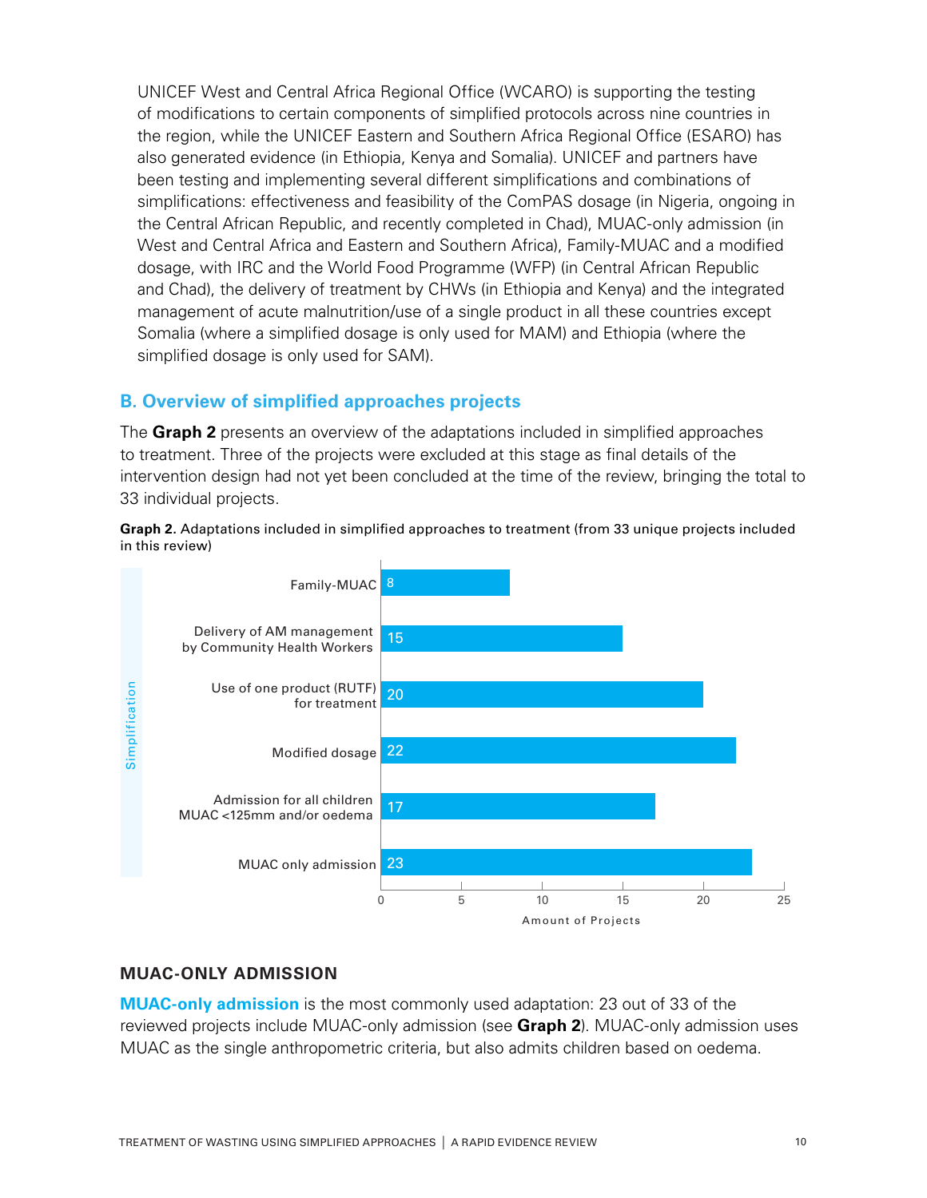UNICEF West and Central Africa Regional Office (WCARO) is supporting the testing of modifications to certain components of simplified protocols across nine countries in the region, while the UNICEF Eastern and Southern Africa Regional Office (ESARO) has also generated evidence (in Ethiopia, Kenya and Somalia). UNICEF and partners have been testing and implementing several different simplifications and combinations of simplifications: effectiveness and feasibility of the ComPAS dosage (in Nigeria, ongoing in the Central African Republic, and recently completed in Chad), MUAC-only admission (in West and Central Africa and Eastern and Southern Africa), Family-MUAC and a modified dosage, with IRC and the World Food Programme (WFP) (in Central African Republic and Chad), the delivery of treatment by CHWs (in Ethiopia and Kenya) and the integrated management of acute malnutrition/use of a single product in all these countries except Somalia (where a simplified dosage is only used for MAM) and Ethiopia (where the simplified dosage is only used for SAM).

## B. Overview of simplified approaches projects

The **Graph 2** presents an overview of the adaptations included in simplified approaches to treatment. Three of the projects were excluded at this stage as final details of the intervention design had not yet been concluded at the time of the review, bringing the total to 33 individual projects.

**Graph 2.** Adaptations included in simplified approaches to treatment (from 33 unique projects included in this review)

| Simplification | Amount of Projects |
|---|---|
| Family-MUAC | 8 |
| Delivery of AM management by Community Health Workers | 15 |
| Use of one product (RUTF) for treatment | 20 |
| Modified dosage | 22 |
| Admission for all children MUAC <125mm and/or oedema | 17 |
| MUAC only admission | 23 |

### MUAC-ONLY ADMISSION

**MUAC-only admission** is the most commonly used adaptation: 23 out of 33 of the reviewed projects include MUAC-only admission (see **Graph 2**). MUAC-only admission uses MUAC as the single anthropometric criteria, but also admits children based on oedema.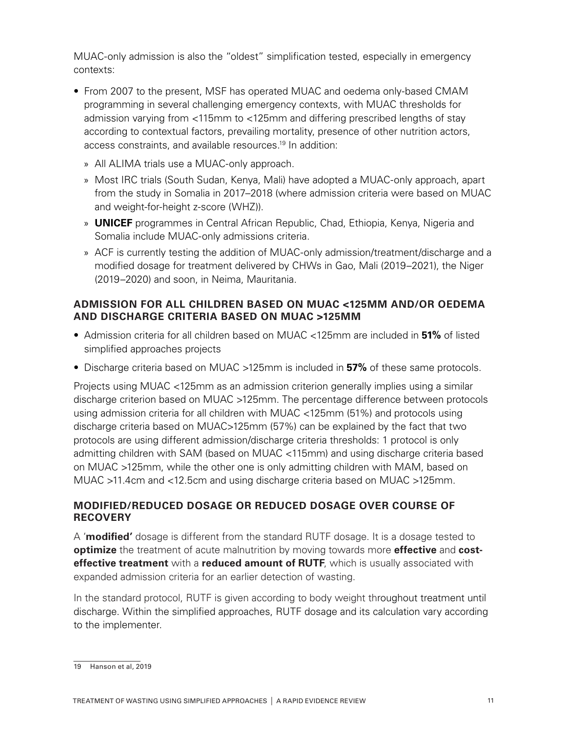MUAC-only admission is also the "oldest" simplification tested, especially in emergency contexts:

- From 2007 to the present, MSF has operated MUAC and oedema only-based CMAM programming in several challenging emergency contexts, with MUAC thresholds for admission varying from <115mm to <125mm and differing prescribed lengths of stay according to contextual factors, prevailing mortality, presence of other nutrition actors, access constraints, and available resources.[19] In addition:
  - All ALIMA trials use a MUAC-only approach.
  - Most IRC trials (South Sudan, Kenya, Mali) have adopted a MUAC-only approach, apart from the study in Somalia in 2017–2018 (where admission criteria were based on MUAC and weight-for-height z-score (WHZ)).
  - **UNICEF** programmes in Central African Republic, Chad, Ethiopia, Kenya, Nigeria and Somalia include MUAC-only admissions criteria.
  - ACF is currently testing the addition of MUAC-only admission/treatment/discharge and a modified dosage for treatment delivered by CHWs in Gao, Mali (2019–2021), the Niger (2019–2020) and soon, in Neima, Mauritania.

### ADMISSION FOR ALL CHILDREN BASED ON MUAC <125MM AND/OR OEDEMA AND DISCHARGE CRITERIA BASED ON MUAC >125MM

- Admission criteria for all children based on MUAC <125mm are included in **51%** of listed simplified approaches projects
- Discharge criteria based on MUAC >125mm is included in **57%** of these same protocols.

Projects using MUAC <125mm as an admission criterion generally implies using a similar discharge criterion based on MUAC >125mm. The percentage difference between protocols using admission criteria for all children with MUAC <125mm (51%) and protocols using discharge criteria based on MUAC>125mm (57%) can be explained by the fact that two protocols are using different admission/discharge criteria thresholds: 1 protocol is only admitting children with SAM (based on MUAC <115mm) and using discharge criteria based on MUAC >125mm, while the other one is only admitting children with MAM, based on MUAC >11.4cm and <12.5cm and using discharge criteria based on MUAC >125mm.

### MODIFIED/REDUCED DOSAGE OR REDUCED DOSAGE OVER COURSE OF RECOVERY

A '**modified'** dosage is different from the standard RUTF dosage. It is a dosage tested to **optimize** the treatment of acute malnutrition by moving towards more **effective** and **cost-effective treatment** with a **reduced amount of RUTF**, which is usually associated with expanded admission criteria for an earlier detection of wasting.

In the standard protocol, RUTF is given according to body weight throughout treatment until discharge. Within the simplified approaches, RUTF dosage and its calculation vary according to the implementer.

---

19 Hanson et al, 2019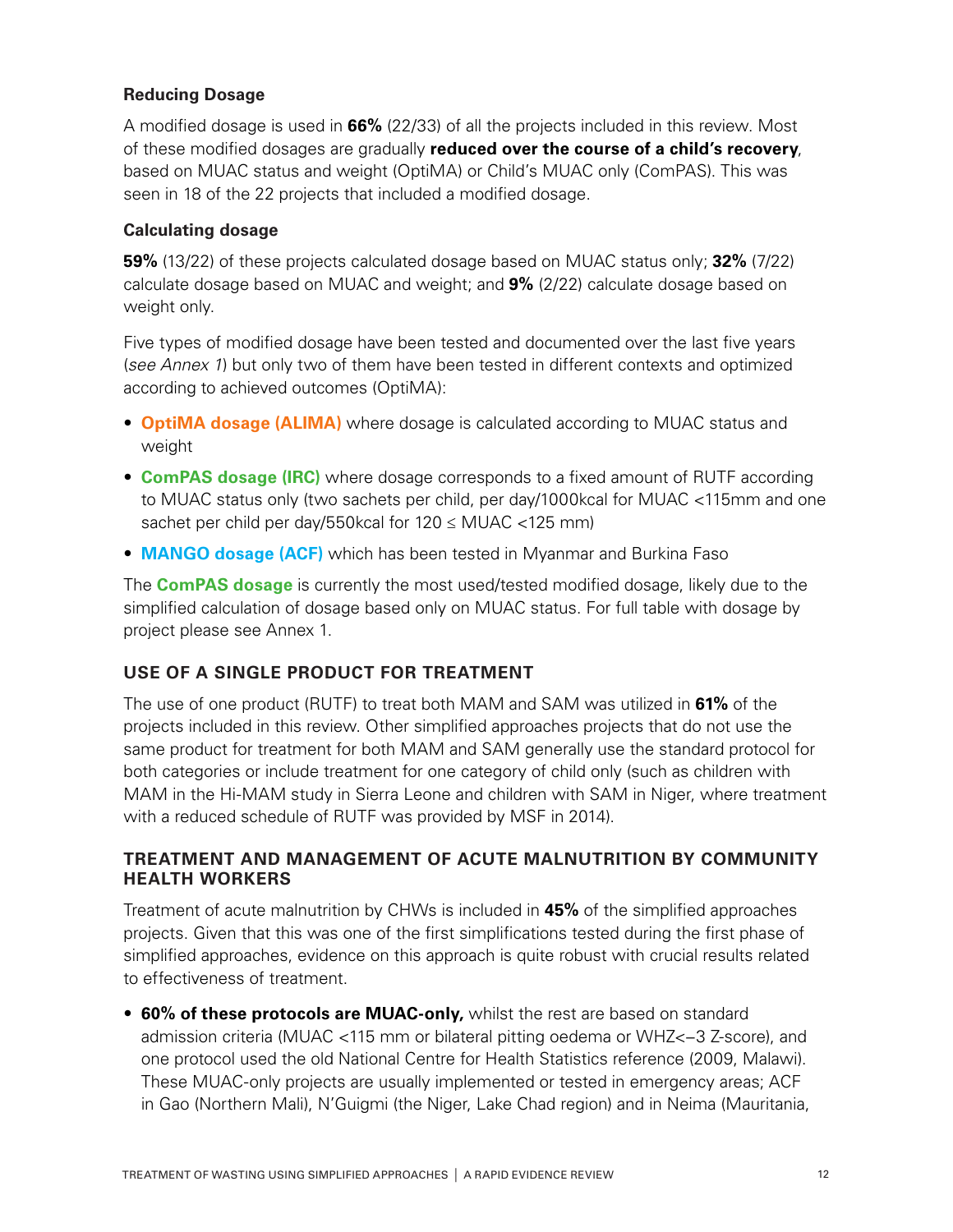**Reducing Dosage**

A modified dosage is used in **66%** (22/33) of all the projects included in this review. Most of these modified dosages are gradually **reduced over the course of a child's recovery**, based on MUAC status and weight (OptiMA) or Child's MUAC only (ComPAS). This was seen in 18 of the 22 projects that included a modified dosage.

**Calculating dosage**

**59%** (13/22) of these projects calculated dosage based on MUAC status only; **32%** (7/22) calculate dosage based on MUAC and weight; and **9%** (2/22) calculate dosage based on weight only.

Five types of modified dosage have been tested and documented over the last five years (*see Annex 1*) but only two of them have been tested in different contexts and optimized according to achieved outcomes (OptiMA):

- **OptiMA dosage (ALIMA)** where dosage is calculated according to MUAC status and weight
- **ComPAS dosage (IRC)** where dosage corresponds to a fixed amount of RUTF according to MUAC status only (two sachets per child, per day/1000kcal for MUAC <115mm and one sachet per child per day/550kcal for 120 ≤ MUAC <125 mm)
- **MANGO dosage (ACF)** which has been tested in Myanmar and Burkina Faso

The **ComPAS dosage** is currently the most used/tested modified dosage, likely due to the simplified calculation of dosage based only on MUAC status. For full table with dosage by project please see Annex 1.

## USE OF A SINGLE PRODUCT FOR TREATMENT

The use of one product (RUTF) to treat both MAM and SAM was utilized in **61%** of the projects included in this review. Other simplified approaches projects that do not use the same product for treatment for both MAM and SAM generally use the standard protocol for both categories or include treatment for one category of child only (such as children with MAM in the Hi-MAM study in Sierra Leone and children with SAM in Niger, where treatment with a reduced schedule of RUTF was provided by MSF in 2014).

## TREATMENT AND MANAGEMENT OF ACUTE MALNUTRITION BY COMMUNITY HEALTH WORKERS

Treatment of acute malnutrition by CHWs is included in **45%** of the simplified approaches projects. Given that this was one of the first simplifications tested during the first phase of simplified approaches, evidence on this approach is quite robust with crucial results related to effectiveness of treatment.

- **60% of these protocols are MUAC-only,** whilst the rest are based on standard admission criteria (MUAC <115 mm or bilateral pitting oedema or WHZ<−3 Z-score), and one protocol used the old National Centre for Health Statistics reference (2009, Malawi). These MUAC-only projects are usually implemented or tested in emergency areas; ACF in Gao (Northern Mali), N'Guigmi (the Niger, Lake Chad region) and in Neima (Mauritania,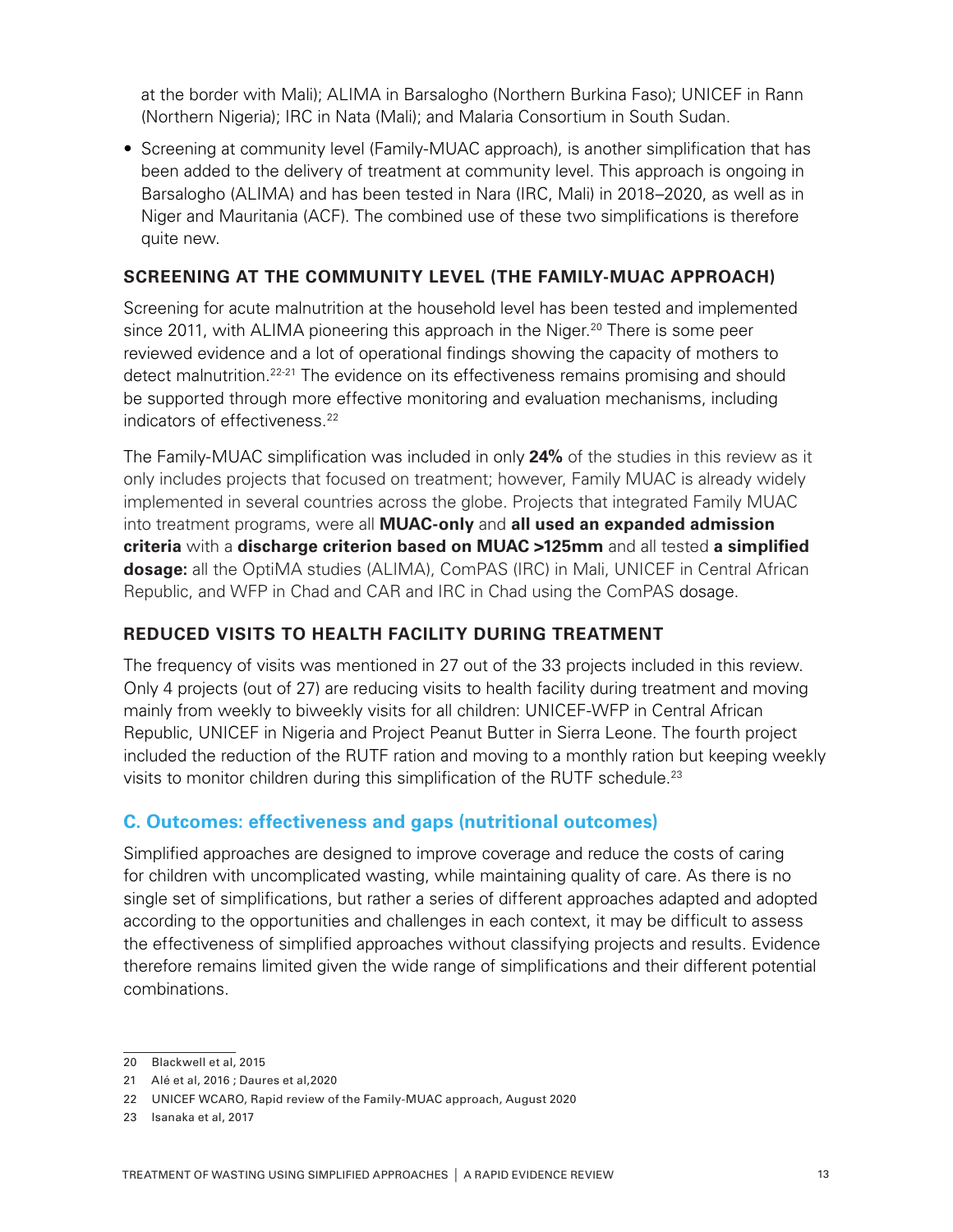at the border with Mali); ALIMA in Barsalogho (Northern Burkina Faso); UNICEF in Rann (Northern Nigeria); IRC in Nata (Mali); and Malaria Consortium in South Sudan.

- Screening at community level (Family-MUAC approach), is another simplification that has been added to the delivery of treatment at community level. This approach is ongoing in Barsalogho (ALIMA) and has been tested in Nara (IRC, Mali) in 2018–2020, as well as in Niger and Mauritania (ACF). The combined use of these two simplifications is therefore quite new.

### SCREENING AT THE COMMUNITY LEVEL (THE FAMILY-MUAC APPROACH)

Screening for acute malnutrition at the household level has been tested and implemented since 2011, with ALIMA pioneering this approach in the Niger.[20] There is some peer reviewed evidence and a lot of operational findings showing the capacity of mothers to detect malnutrition.[22-21] The evidence on its effectiveness remains promising and should be supported through more effective monitoring and evaluation mechanisms, including indicators of effectiveness.[22]

The Family-MUAC simplification was included in only **24%** of the studies in this review as it only includes projects that focused on treatment; however, Family MUAC is already widely implemented in several countries across the globe. Projects that integrated Family MUAC into treatment programs, were all **MUAC-only** and **all used an expanded admission criteria** with a **discharge criterion based on MUAC >125mm** and all tested **a simplified dosage:** all the OptiMA studies (ALIMA), ComPAS (IRC) in Mali, UNICEF in Central African Republic, and WFP in Chad and CAR and IRC in Chad using the ComPAS dosage.

### REDUCED VISITS TO HEALTH FACILITY DURING TREATMENT

The frequency of visits was mentioned in 27 out of the 33 projects included in this review. Only 4 projects (out of 27) are reducing visits to health facility during treatment and moving mainly from weekly to biweekly visits for all children: UNICEF-WFP in Central African Republic, UNICEF in Nigeria and Project Peanut Butter in Sierra Leone. The fourth project included the reduction of the RUTF ration and moving to a monthly ration but keeping weekly visits to monitor children during this simplification of the RUTF schedule.[23]

## C. Outcomes: effectiveness and gaps (nutritional outcomes)

Simplified approaches are designed to improve coverage and reduce the costs of caring for children with uncomplicated wasting, while maintaining quality of care. As there is no single set of simplifications, but rather a series of different approaches adapted and adopted according to the opportunities and challenges in each context, it may be difficult to assess the effectiveness of simplified approaches without classifying projects and results. Evidence therefore remains limited given the wide range of simplifications and their different potential combinations.

---

20 Blackwell et al, 2015

21 Alé et al, 2016 ; Daures et al,2020

22 UNICEF WCARO, Rapid review of the Family-MUAC approach, August 2020

23 Isanaka et al, 2017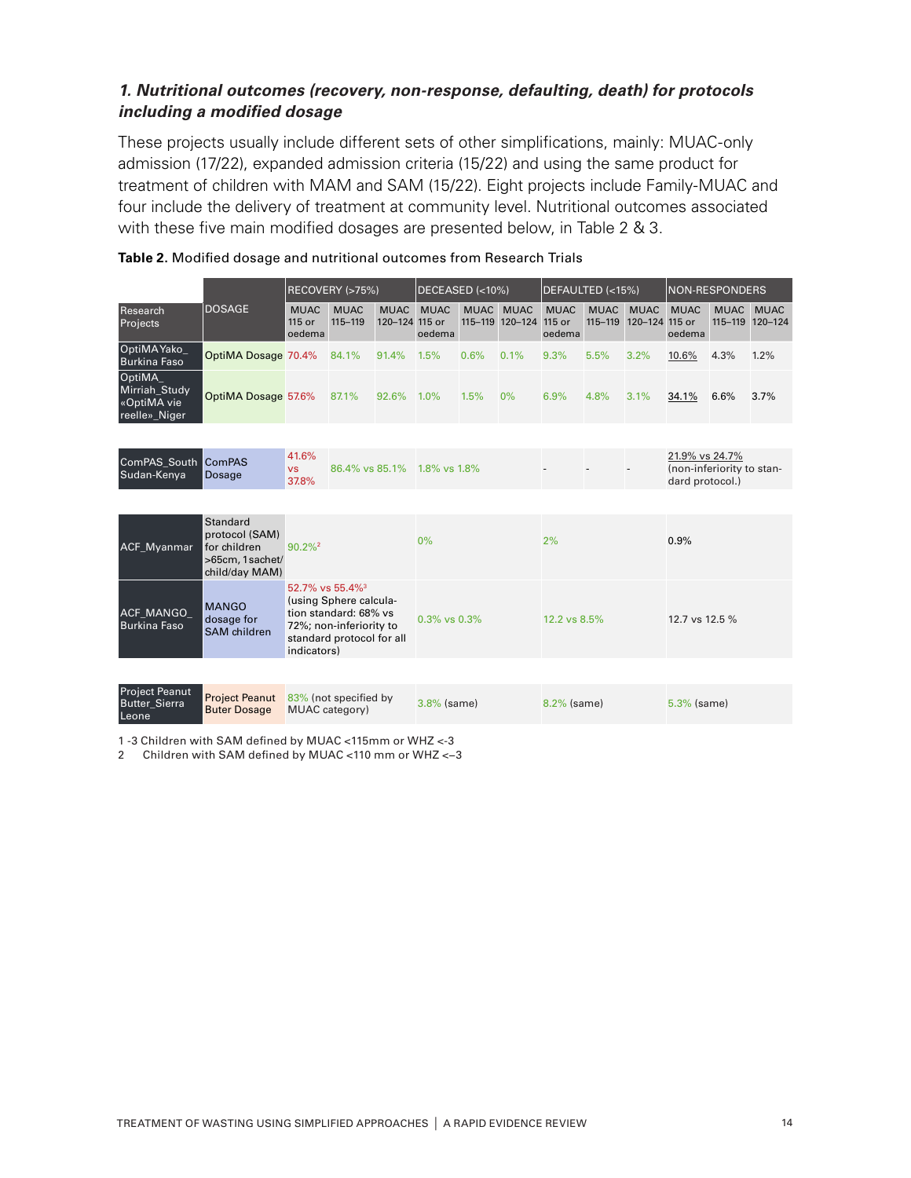### *1. Nutritional outcomes (recovery, non-response, defaulting, death) for protocols including a modified dosage*

These projects usually include different sets of other simplifications, mainly: MUAC-only admission (17/22), expanded admission criteria (15/22) and using the same product for treatment of children with MAM and SAM (15/22). Eight projects include Family-MUAC and four include the delivery of treatment at community level. Nutritional outcomes associated with these five main modified dosages are presented below, in Table 2 & 3.

**Table 2.** Modified dosage and nutritional outcomes from Research Trials

| Research Projects | DOSAGE | RECOVERY (>75%) | | | DECEASED (<10%) | | | DEFAULTED (<15%) | | | NON-RESPONDERS | | |
|---|---|---|---|---|---|---|---|---|---|---|---|---|---|
| | | MUAC 115 or oedema | MUAC 115–119 | MUAC 120–124 | MUAC 115 or oedema | MUAC 115–119 | MUAC 120–124 | MUAC 115 or oedema | MUAC 115–119 | MUAC 120–124 | MUAC 115 or oedema | MUAC 115–119 | MUAC 120–124 |
| OptiMA Yako_ Burkina Faso | OptiMA Dosage | 70.4% | 84.1% | 91.4% | 1.5% | 0.6% | 0.1% | 9.3% | 5.5% | 3.2% | 10.6% | 4.3% | 1.2% |
| OptiMA_ Mirriah_Study «OptiMA vie reelle»_Niger | OptiMA Dosage | 57.6% | 87.1% | 92.6% | 1.0% | 1.5% | 0% | 6.9% | 4.8% | 3.1% | 34.1% | 6.6% | 3.7% |
| ComPAS_South Sudan-Kenya | ComPAS Dosage | 41.6% vs 37.8% | 86.4% vs 85.1% | | 1.8% vs 1.8% | | | - | - | - | 21.9% vs 24.7% (non-inferiority to standard protocol.) | | |
| ACF_Myanmar | Standard protocol (SAM) for children >65cm, 1 sachet/ child/day MAM) | 90.2%[2] | | | 0% | | | 2% | | | 0.9% | | |
| ACF_MANGO_ Burkina Faso | MANGO dosage for SAM children | 52.7% vs 55.4%[3] (using Sphere calculation standard: 68% vs 72%; non-inferiority to standard protocol for all indicators) | | | 0.3% vs 0.3% | | | 12.2 vs 8.5% | | | 12.7 vs 12.5 % | | |
| Project Peanut Butter_Sierra Leone | Project Peanut Buter Dosage | 83% (not specified by MUAC category) | | | 3.8% (same) | | | 8.2% (same) | | | 5.3% (same) | | |

1 -3 Children with SAM defined by MUAC <115mm or WHZ <-3
2 Children with SAM defined by MUAC <110 mm or WHZ <–3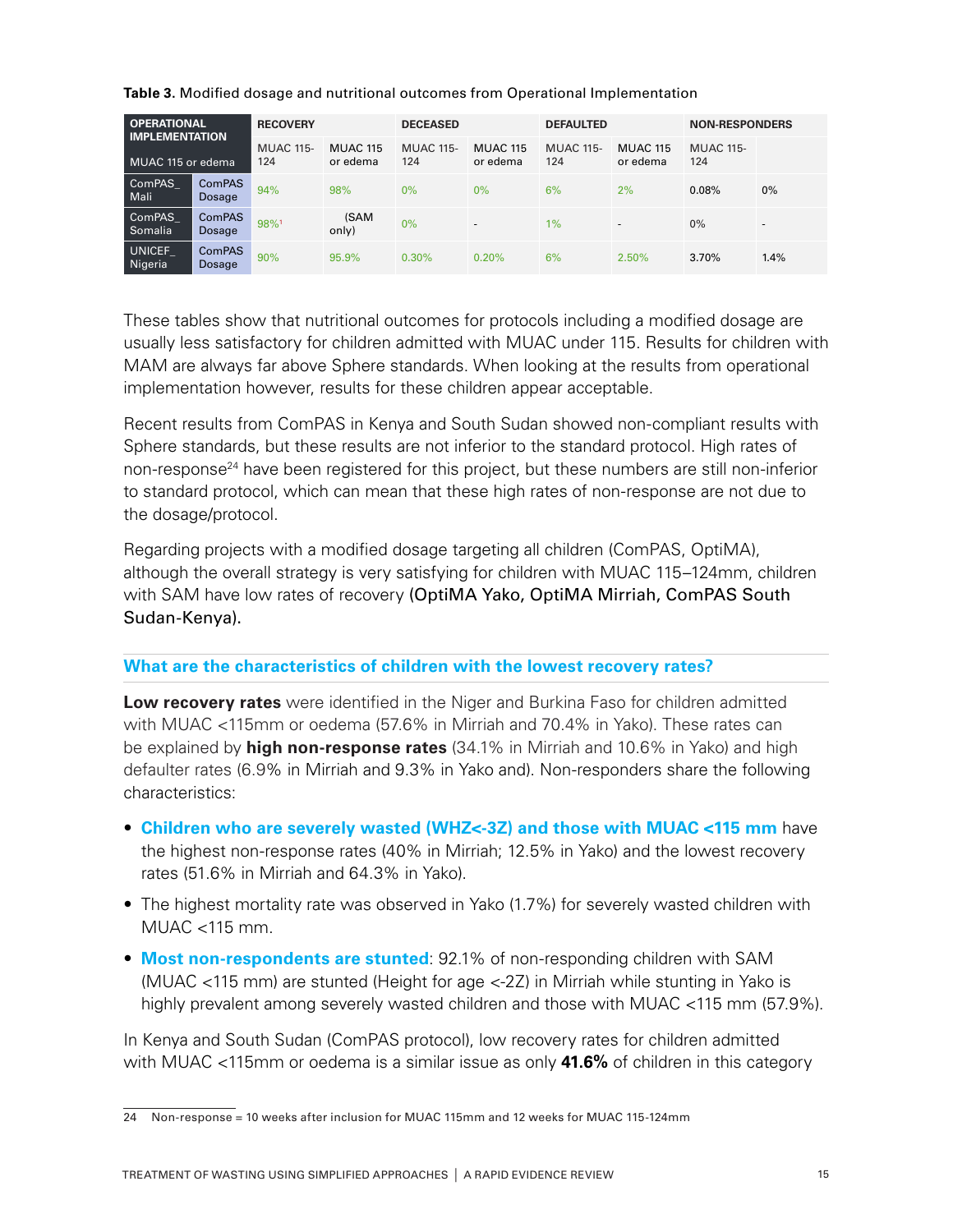**Table 3.** Modified dosage and nutritional outcomes from Operational Implementation

| OPERATIONAL IMPLEMENTATION | | RECOVERY | | DECEASED | | DEFAULTED | | NON-RESPONDERS | |
|---|---|---|---|---|---|---|---|---|---|
| MUAC 115 or edema | | MUAC 115-124 | MUAC 115 or edema | MUAC 115-124 | MUAC 115 or edema | MUAC 115-124 | MUAC 115 or edema | MUAC 115-124 | |
| ComPAS_ Mali | ComPAS Dosage | 94% | 98% | 0% | 0% | 6% | 2% | 0.08% | 0% |
| ComPAS_ Somalia | ComPAS Dosage | 98%[1] | (SAM only) | 0% | - | 1% | - | 0% | - |
| UNICEF_ Nigeria | ComPAS Dosage | 90% | 95.9% | 0.30% | 0.20% | 6% | 2.50% | 3.70% | 1.4% |

These tables show that nutritional outcomes for protocols including a modified dosage are usually less satisfactory for children admitted with MUAC under 115. Results for children with MAM are always far above Sphere standards. When looking at the results from operational implementation however, results for these children appear acceptable.

Recent results from ComPAS in Kenya and South Sudan showed non-compliant results with Sphere standards, but these results are not inferior to the standard protocol. High rates of non-response[24] have been registered for this project, but these numbers are still non-inferior to standard protocol, which can mean that these high rates of non-response are not due to the dosage/protocol.

Regarding projects with a modified dosage targeting all children (ComPAS, OptiMA), although the overall strategy is very satisfying for children with MUAC 115–124mm, children with SAM have low rates of recovery (OptiMA Yako, OptiMA Mirriah, ComPAS South Sudan-Kenya).

## What are the characteristics of children with the lowest recovery rates?

**Low recovery rates** were identified in the Niger and Burkina Faso for children admitted with MUAC <115mm or oedema (57.6% in Mirriah and 70.4% in Yako). These rates can be explained by **high non-response rates** (34.1% in Mirriah and 10.6% in Yako) and high defaulter rates (6.9% in Mirriah and 9.3% in Yako and). Non-responders share the following characteristics:

- **Children who are severely wasted (WHZ<-3Z) and those with MUAC <115 mm** have the highest non-response rates (40% in Mirriah; 12.5% in Yako) and the lowest recovery rates (51.6% in Mirriah and 64.3% in Yako).
- The highest mortality rate was observed in Yako (1.7%) for severely wasted children with MUAC <115 mm.
- **Most non-respondents are stunted**: 92.1% of non-responding children with SAM (MUAC <115 mm) are stunted (Height for age <-2Z) in Mirriah while stunting in Yako is highly prevalent among severely wasted children and those with MUAC <115 mm (57.9%).

In Kenya and South Sudan (ComPAS protocol), low recovery rates for children admitted with MUAC <115mm or oedema is a similar issue as only **41.6%** of children in this category

24 Non-response = 10 weeks after inclusion for MUAC 115mm and 12 weeks for MUAC 115-124mm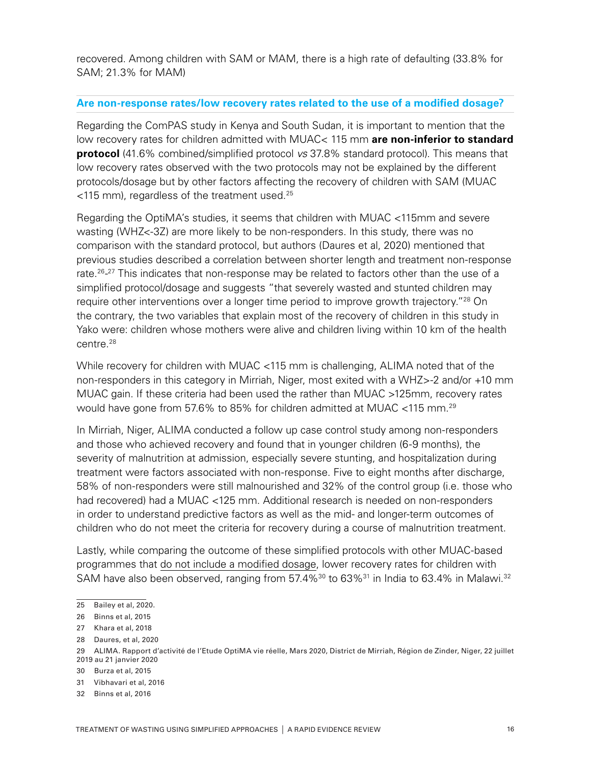recovered. Among children with SAM or MAM, there is a high rate of defaulting (33.8% for SAM; 21.3% for MAM)

### Are non-response rates/low recovery rates related to the use of a modified dosage?

Regarding the ComPAS study in Kenya and South Sudan, it is important to mention that the low recovery rates for children admitted with MUAC< 115 mm **are non-inferior to standard protocol** (41.6% combined/simplified protocol *vs* 37.8% standard protocol). This means that low recovery rates observed with the two protocols may not be explained by the different protocols/dosage but by other factors affecting the recovery of children with SAM (MUAC <115 mm), regardless of the treatment used.[25]

Regarding the OptiMA's studies, it seems that children with MUAC <115mm and severe wasting (WHZ<-3Z) are more likely to be non-responders. In this study, there was no comparison with the standard protocol, but authors (Daures et al, 2020) mentioned that previous studies described a correlation between shorter length and treatment non-response rate.[26-27] This indicates that non-response may be related to factors other than the use of a simplified protocol/dosage and suggests "that severely wasted and stunted children may require other interventions over a longer time period to improve growth trajectory."[28] On the contrary, the two variables that explain most of the recovery of children in this study in Yako were: children whose mothers were alive and children living within 10 km of the health centre.[28]

While recovery for children with MUAC <115 mm is challenging, ALIMA noted that of the non-responders in this category in Mirriah, Niger, most exited with a WHZ>-2 and/or +10 mm MUAC gain. If these criteria had been used the rather than MUAC >125mm, recovery rates would have gone from 57.6% to 85% for children admitted at MUAC <115 mm.[29]

In Mirriah, Niger, ALIMA conducted a follow up case control study among non-responders and those who achieved recovery and found that in younger children (6-9 months), the severity of malnutrition at admission, especially severe stunting, and hospitalization during treatment were factors associated with non-response. Five to eight months after discharge, 58% of non-responders were still malnourished and 32% of the control group (i.e. those who had recovered) had a MUAC <125 mm. Additional research is needed on non-responders in order to understand predictive factors as well as the mid- and longer-term outcomes of children who do not meet the criteria for recovery during a course of malnutrition treatment.

Lastly, while comparing the outcome of these simplified protocols with other MUAC-based programmes that do not include a modified dosage, lower recovery rates for children with SAM have also been observed, ranging from 57.4%[30] to 63%[31] in India to 63.4% in Malawi.[32]

---

25 Bailey et al, 2020.

26 Binns et al, 2015

27 Khara et al, 2018

28 Daures, et al, 2020

29 ALIMA. Rapport d'activité de l'Etude OptiMA vie réelle, Mars 2020, District de Mirriah, Région de Zinder, Niger, 22 juillet 2019 au 21 janvier 2020

30 Burza et al, 2015

31 Vibhavari et al, 2016

32 Binns et al, 2016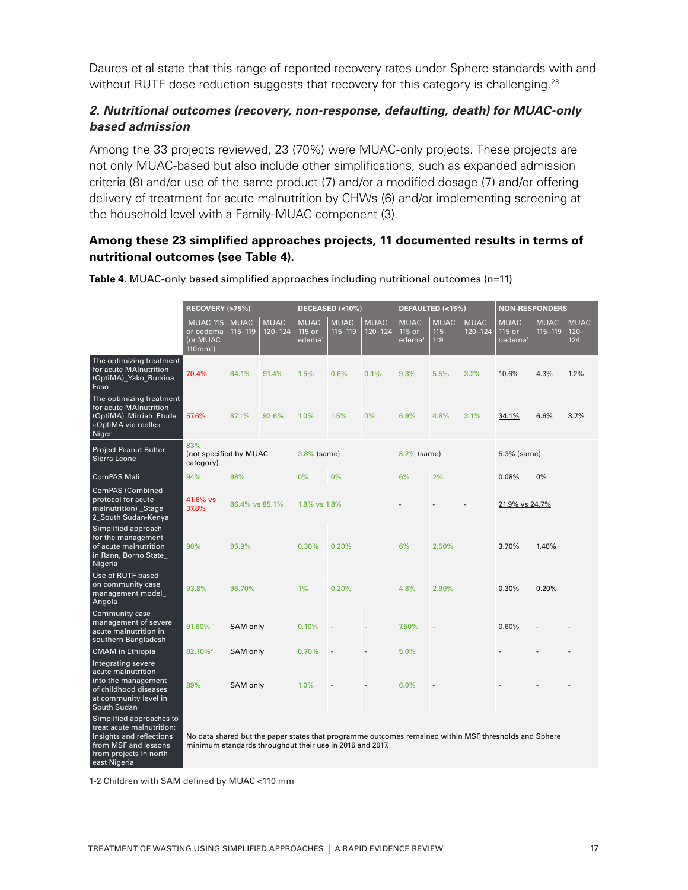Daures et al state that this range of reported recovery rates under Sphere standards with and without RUTF dose reduction suggests that recovery for this category is challenging.[28]

### *2. Nutritional outcomes (recovery, non-response, defaulting, death) for MUAC-only based admission*

Among the 33 projects reviewed, 23 (70%) were MUAC-only projects. These projects are not only MUAC-based but also include other simplifications, such as expanded admission criteria (8) and/or use of the same product (7) and/or a modified dosage (7) and/or offering delivery of treatment for acute malnutrition by CHWs (6) and/or implementing screening at the household level with a Family-MUAC component (3).

**Among these 23 simplified approaches projects, 11 documented results in terms of nutritional outcomes (see Table 4).**

**Table 4.** MUAC-only based simplified approaches including nutritional outcomes (n=11)

| | RECOVERY (>75%) | | | DECEASED (<10%) | | | DEFAULTED (<15%) | | | NON-RESPONDERS | | |
|---|---|---|---|---|---|---|---|---|---|---|---|---|
| | MUAC 115 or oedema (or MUAC 110mm[1]) | MUAC 115–119 | MUAC 120–124 | MUAC 115 or edema[1] | MUAC 115–119 | MUAC 120–124 | MUAC 115 or edema[1] | MUAC 115–119 | MUAC 120–124 | MUAC 115 or oedema[1] | MUAC 115–119 | MUAC 120–124 |
| The optimizing treatment for acute MAlnutrition (OptiMA)_Yako_Burkina Faso | 70.4% | 84.1% | 91.4% | 1.5% | 0.6% | 0.1% | 9.3% | 5.5% | 3.2% | 10.6% | 4.3% | 1.2% |
| The optimizing treatment for acute MAlnutrition (OptiMA)_Mirriah_Etude «OptiMA vie reelle»_ Niger | 57.6% | 87.1% | 92.6% | 1.0% | 1.5% | 0% | 6.9% | 4.8% | 3.1% | 34.1% | 6.6% | 3.7% |
| Project Peanut Butter_ Sierra Leone | 83% (not specified by MUAC category) | | | 3.8% (same) | | | 8.2% (same) | | | 5.3% (same) | | |
| ComPAS Mali | 94% | 98% | | 0% | 0% | | 6% | 2% | | 0.08% | 0% | |
| ComPAS (Combined protocol for acute malnutrition) _Stage 2_South Sudan-Kenya | 41.6% vs 37.8% | 86.4% vs 85.1% | | 1.8% vs 1.8% | | | - | - | - | 21.9% vs 24.7% | | |
| Simplified approach for the management of acute malnutrition in Rann, Borno State_ Nigeria | 90% | 95.9% | | 0.30% | 0.20% | | 6% | 2.50% | | 3.70% | 1.40% | |
| Use of RUTF based on community case management model_ Angola | 93.8% | 96.70% | | 1% | 0.20% | | 4.8% | 2.90% | | 0.30% | 0.20% | |
| Community case management of severe acute malnutrition in southern Bangladesh | 91.60% [1] | SAM only | | 0.10% | - | - | 7.50% | - | | 0.60% | - | - |
| CMAM in Ethiopia | 82.10%[2] | SAM only | | 0.70% | - | - | 5.0% | | | - | - | - |
| Integrating severe acute malnutrition into the management of childhood diseases at community level in South Sudan | 89% | SAM only | | 1.0% | - | - | 6.0% | - | | - | - | - |
| Simplified approaches to treat acute malnutrition: Insights and reflections from MSF and lessons from projects in north east Nigeria | No data shared but the paper states that programme outcomes remained within MSF thresholds and Sphere minimum standards throughout their use in 2016 and 2017. | | | | | | | | | | | |

1-2 Children with SAM defined by MUAC <110 mm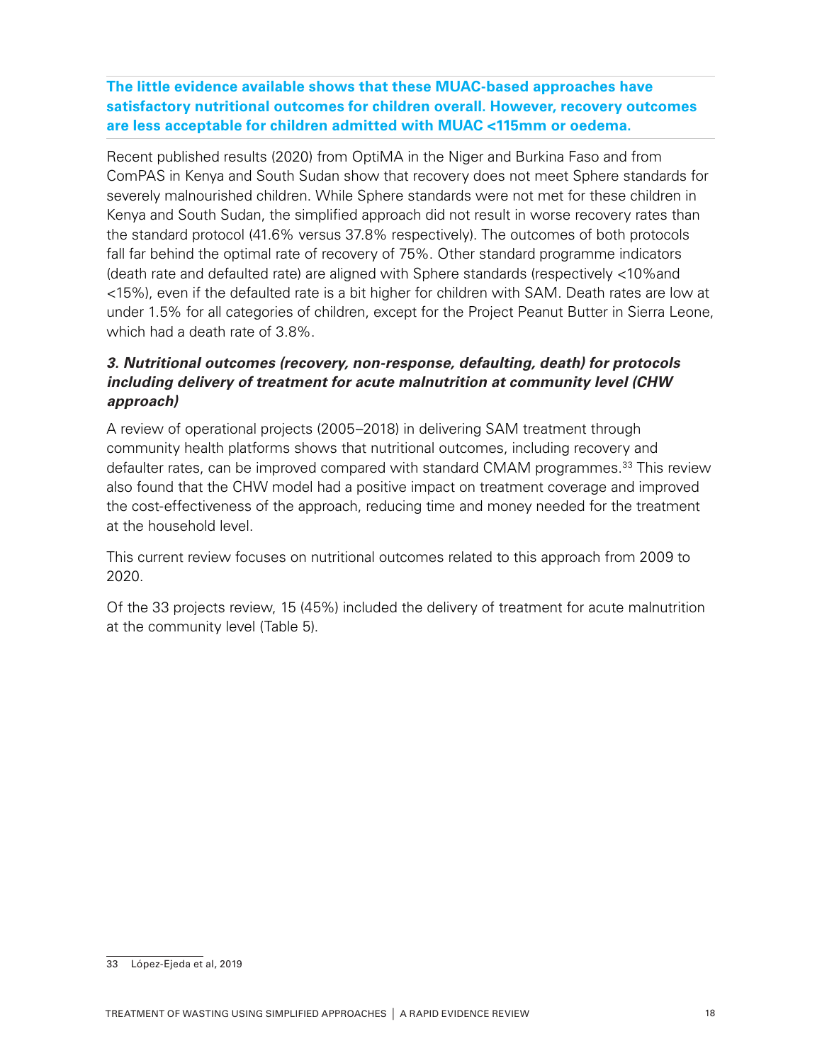**The little evidence available shows that these MUAC-based approaches have satisfactory nutritional outcomes for children overall. However, recovery outcomes are less acceptable for children admitted with MUAC <115mm or oedema.**

Recent published results (2020) from OptiMA in the Niger and Burkina Faso and from ComPAS in Kenya and South Sudan show that recovery does not meet Sphere standards for severely malnourished children. While Sphere standards were not met for these children in Kenya and South Sudan, the simplified approach did not result in worse recovery rates than the standard protocol (41.6% versus 37.8% respectively). The outcomes of both protocols fall far behind the optimal rate of recovery of 75%. Other standard programme indicators (death rate and defaulted rate) are aligned with Sphere standards (respectively <10%and <15%), even if the defaulted rate is a bit higher for children with SAM. Death rates are low at under 1.5% for all categories of children, except for the Project Peanut Butter in Sierra Leone, which had a death rate of 3.8%.

### *3. Nutritional outcomes (recovery, non-response, defaulting, death) for protocols including delivery of treatment for acute malnutrition at community level (CHW approach)*

A review of operational projects (2005–2018) in delivering SAM treatment through community health platforms shows that nutritional outcomes, including recovery and defaulter rates, can be improved compared with standard CMAM programmes.[33] This review also found that the CHW model had a positive impact on treatment coverage and improved the cost-effectiveness of the approach, reducing time and money needed for the treatment at the household level.

This current review focuses on nutritional outcomes related to this approach from 2009 to 2020.

Of the 33 projects review, 15 (45%) included the delivery of treatment for acute malnutrition at the community level (Table 5).

---

33 López-Ejeda et al, 2019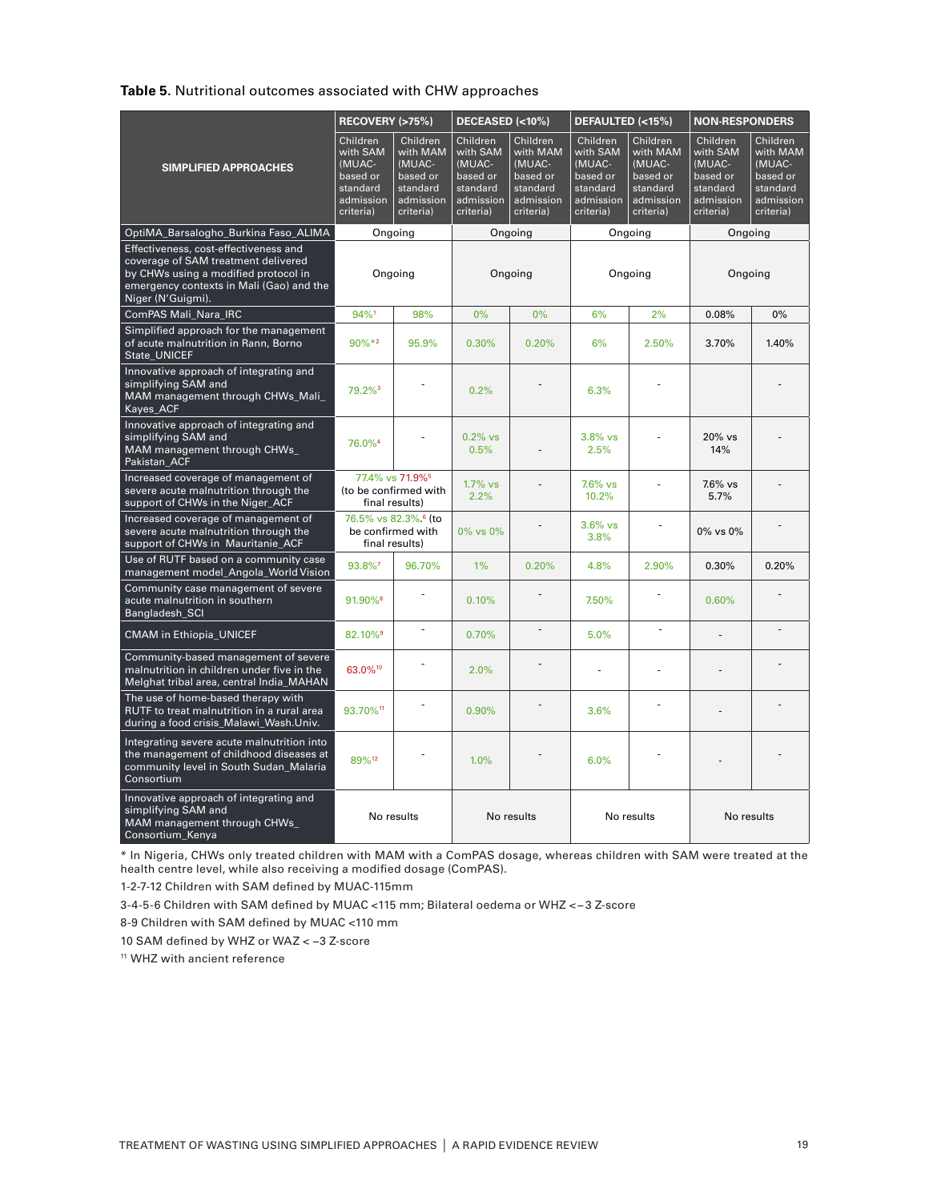**Table 5.** Nutritional outcomes associated with CHW approaches

| SIMPLIFIED APPROACHES | RECOVERY (>75%) | | DECEASED (<10%) | | DEFAULTED (<15%) | | NON-RESPONDERS | |
|---|---|---|---|---|---|---|---|---|
| | Children with SAM (MUAC-based or standard admission criteria) | Children with MAM (MUAC-based or standard admission criteria) | Children with SAM (MUAC-based or standard admission criteria) | Children with MAM (MUAC-based or standard admission criteria) | Children with SAM (MUAC-based or standard admission criteria) | Children with MAM (MUAC-based or standard admission criteria) | Children with SAM (MUAC-based or standard admission criteria) | Children with MAM (MUAC-based or standard admission criteria) |
| OptiMA_Barsalogho_Burkina Faso_ALIMA | Ongoing | | Ongoing | | Ongoing | | Ongoing | |
| Effectiveness, cost-effectiveness and coverage of SAM treatment delivered by CHWs using a modified protocol in emergency contexts in Mali (Gao) and the Niger (N'Guigmi). | Ongoing | | Ongoing | | Ongoing | | Ongoing | |
| ComPAS Mali_Nara_IRC | 94%[1] | 98% | 0% | 0% | 6% | 2% | 0.08% | 0% |
| Simplified approach for the management of acute malnutrition in Rann, Borno State_UNICEF | 90%*[2] | 95.9% | 0.30% | 0.20% | 6% | 2.50% | 3.70% | 1.40% |
| Innovative approach of integrating and simplifying SAM and MAM management through CHWs_Mali_Kayes_ACF | 79.2%[3] | - | 0.2% | - | 6.3% | - | | - |
| Innovative approach of integrating and simplifying SAM and MAM management through CHWs_Pakistan_ACF | 76.0%[4] | - | 0.2% vs 0.5% | - | 3.8% vs 2.5% | - | 20% vs 14% | - |
| Increased coverage of management of severe acute malnutrition through the support of CHWs in the Niger_ACF | 77.4% vs 71.9%[5] (to be confirmed with final results) | | 1.7% vs 2.2% | - | 7.6% vs 10.2% | - | 7.6% vs 5.7% | - |
| Increased coverage of management of severe acute malnutrition through the support of CHWs in Mauritanie_ACF | 76.5% vs 82.3%.[6] (to be confirmed with final results) | | 0% vs 0% | - | 3.6% vs 3.8% | - | 0% vs 0% | - |
| Use of RUTF based on a community case management model_Angola_World Vision | 93.8%[7] | 96.70% | 1% | 0.20% | 4.8% | 2.90% | 0.30% | 0.20% |
| Community case management of severe acute malnutrition in southern Bangladesh_SCI | 91.90%[8] | - | 0.10% | - | 7.50% | - | 0.60% | - |
| CMAM in Ethiopia_UNICEF | 82.10%[9] | - | 0.70% | - | 5.0% | - | - | - |
| Community-based management of severe malnutrition in children under five in the Melghat tribal area, central India_MAHAN | 63.0%[10] | - | 2.0% | - | - | - | - | - |
| The use of home-based therapy with RUTF to treat malnutrition in a rural area during a food crisis_Malawi_Wash.Univ. | 93.70%[11] | - | 0.90% | - | 3.6% | - | - | - |
| Integrating severe acute malnutrition into the management of childhood diseases at community level in South Sudan_Malaria Consortium | 89%[12] | - | 1.0% | - | 6.0% | - | - | - |
| Innovative approach of integrating and simplifying SAM and MAM management through CHWs_Consortium_Kenya | No results | | No results | | No results | | No results | |

* In Nigeria, CHWs only treated children with MAM with a ComPAS dosage, whereas children with SAM were treated at the health centre level, while also receiving a modified dosage (ComPAS).

1-2-7-12 Children with SAM defined by MUAC-115mm

3-4-5-6 Children with SAM defined by MUAC <115 mm; Bilateral oedema or WHZ <−3 Z-score

8-9 Children with SAM defined by MUAC <110 mm

10 SAM defined by WHZ or WAZ < −3 Z-score

11 WHZ with ancient reference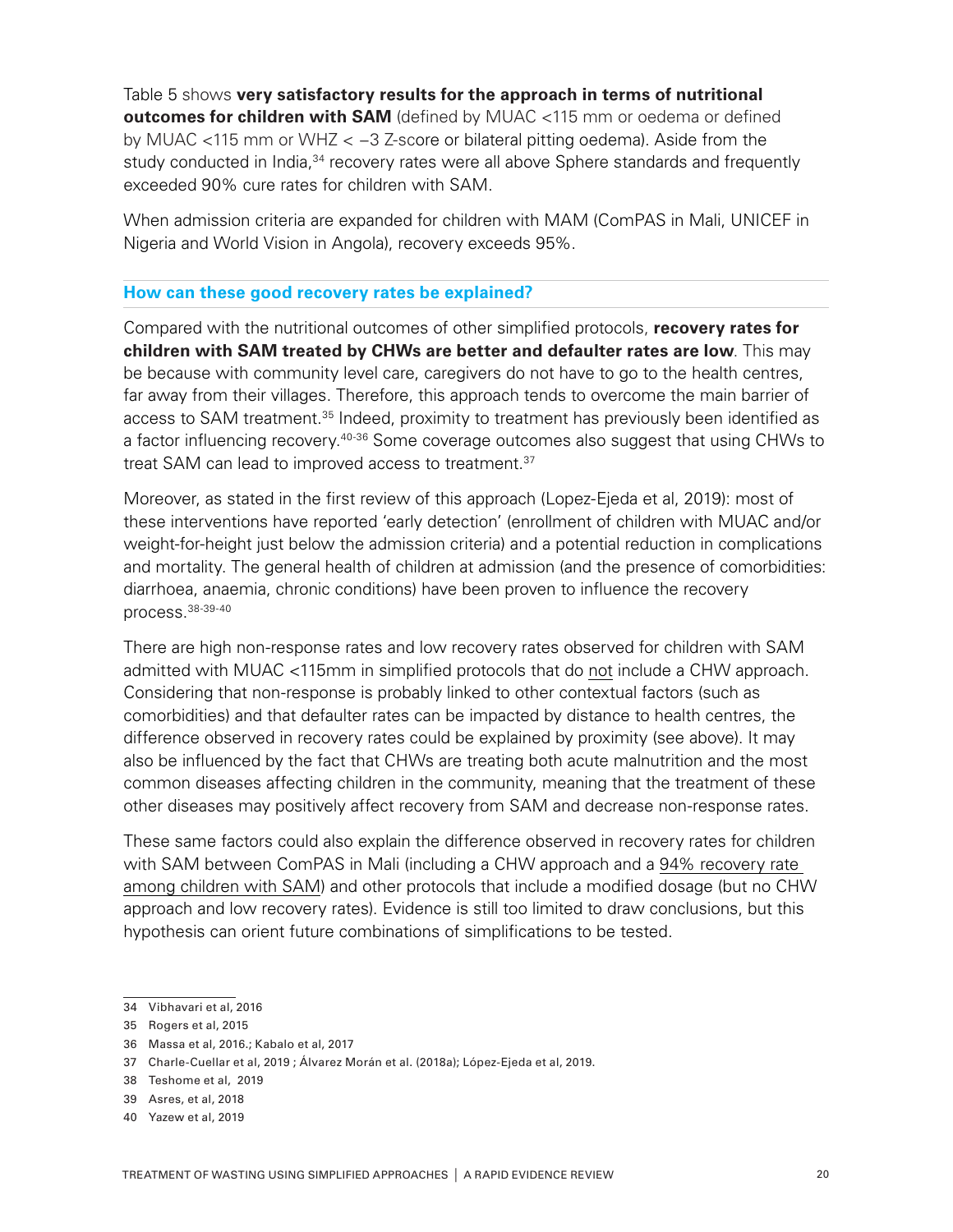Table 5 shows **very satisfactory results for the approach in terms of nutritional outcomes for children with SAM** (defined by MUAC <115 mm or oedema or defined by MUAC <115 mm or WHZ < −3 Z-score or bilateral pitting oedema). Aside from the study conducted in India,[34] recovery rates were all above Sphere standards and frequently exceeded 90% cure rates for children with SAM.

When admission criteria are expanded for children with MAM (ComPAS in Mali, UNICEF in Nigeria and World Vision in Angola), recovery exceeds 95%.

### How can these good recovery rates be explained?

Compared with the nutritional outcomes of other simplified protocols, **recovery rates for children with SAM treated by CHWs are better and defaulter rates are low**. This may be because with community level care, caregivers do not have to go to the health centres, far away from their villages. Therefore, this approach tends to overcome the main barrier of access to SAM treatment.[35] Indeed, proximity to treatment has previously been identified as a factor influencing recovery.[40-36] Some coverage outcomes also suggest that using CHWs to treat SAM can lead to improved access to treatment.[37]

Moreover, as stated in the first review of this approach (Lopez-Ejeda et al, 2019): most of these interventions have reported 'early detection' (enrollment of children with MUAC and/or weight-for-height just below the admission criteria) and a potential reduction in complications and mortality. The general health of children at admission (and the presence of comorbidities: diarrhoea, anaemia, chronic conditions) have been proven to influence the recovery process.[38-39-40]

There are high non-response rates and low recovery rates observed for children with SAM admitted with MUAC <115mm in simplified protocols that do not include a CHW approach. Considering that non-response is probably linked to other contextual factors (such as comorbidities) and that defaulter rates can be impacted by distance to health centres, the difference observed in recovery rates could be explained by proximity (see above). It may also be influenced by the fact that CHWs are treating both acute malnutrition and the most common diseases affecting children in the community, meaning that the treatment of these other diseases may positively affect recovery from SAM and decrease non-response rates.

These same factors could also explain the difference observed in recovery rates for children with SAM between ComPAS in Mali (including a CHW approach and a 94% recovery rate among children with SAM) and other protocols that include a modified dosage (but no CHW approach and low recovery rates). Evidence is still too limited to draw conclusions, but this hypothesis can orient future combinations of simplifications to be tested.

---

34 Vibhavari et al, 2016

35 Rogers et al, 2015

36 Massa et al, 2016.; Kabalo et al, 2017

37 Charle-Cuellar et al, 2019 ; Álvarez Morán et al. (2018a); López-Ejeda et al, 2019.

38 Teshome et al, 2019

39 Asres, et al, 2018

40 Yazew et al, 2019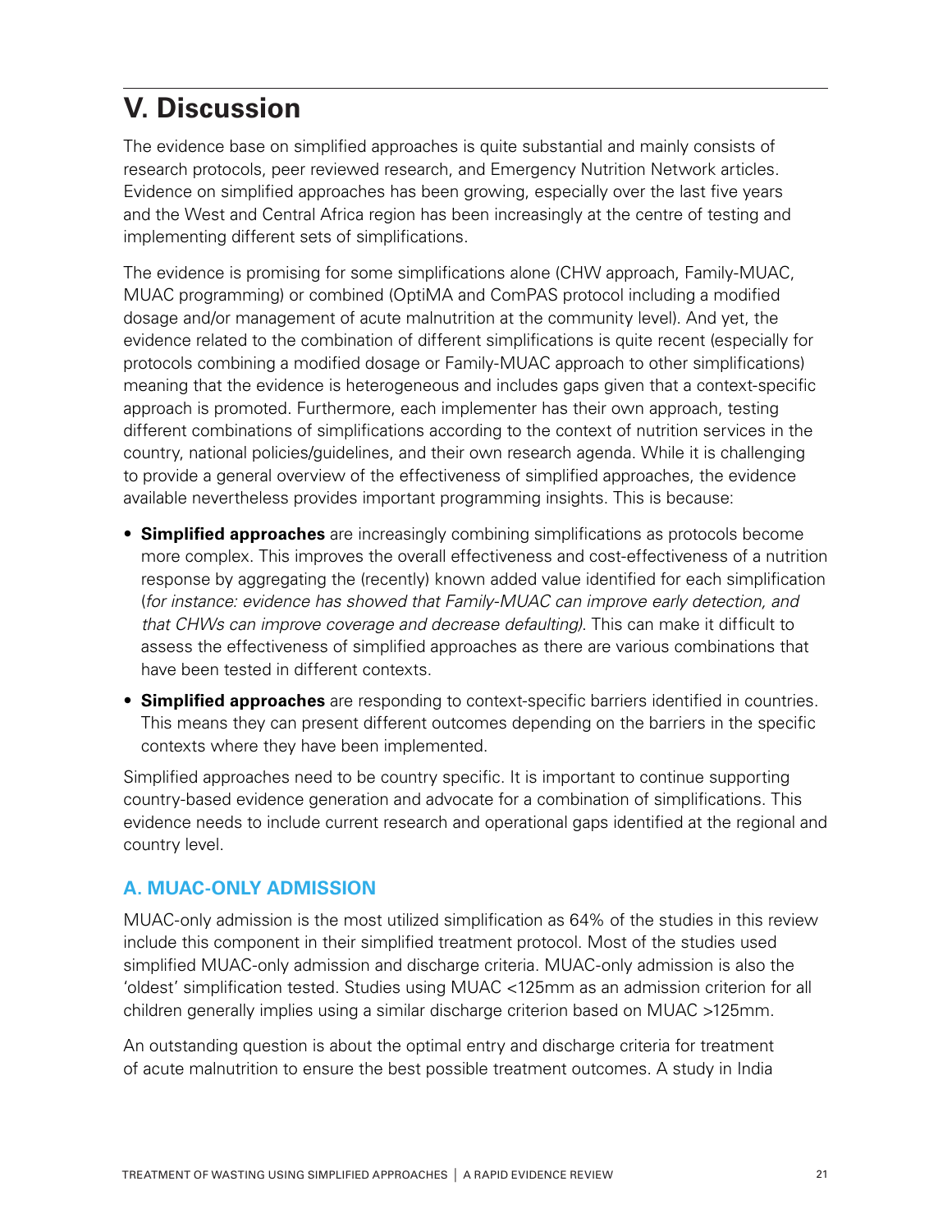# V. Discussion

The evidence base on simplified approaches is quite substantial and mainly consists of research protocols, peer reviewed research, and Emergency Nutrition Network articles. Evidence on simplified approaches has been growing, especially over the last five years and the West and Central Africa region has been increasingly at the centre of testing and implementing different sets of simplifications.

The evidence is promising for some simplifications alone (CHW approach, Family-MUAC, MUAC programming) or combined (OptiMA and ComPAS protocol including a modified dosage and/or management of acute malnutrition at the community level). And yet, the evidence related to the combination of different simplifications is quite recent (especially for protocols combining a modified dosage or Family-MUAC approach to other simplifications) meaning that the evidence is heterogeneous and includes gaps given that a context-specific approach is promoted. Furthermore, each implementer has their own approach, testing different combinations of simplifications according to the context of nutrition services in the country, national policies/guidelines, and their own research agenda. While it is challenging to provide a general overview of the effectiveness of simplified approaches, the evidence available nevertheless provides important programming insights. This is because:

- **Simplified approaches** are increasingly combining simplifications as protocols become more complex. This improves the overall effectiveness and cost-effectiveness of a nutrition response by aggregating the (recently) known added value identified for each simplification (*for instance: evidence has showed that Family-MUAC can improve early detection, and that CHWs can improve coverage and decrease defaulting)*. This can make it difficult to assess the effectiveness of simplified approaches as there are various combinations that have been tested in different contexts.
- **Simplified approaches** are responding to context-specific barriers identified in countries. This means they can present different outcomes depending on the barriers in the specific contexts where they have been implemented.

Simplified approaches need to be country specific. It is important to continue supporting country-based evidence generation and advocate for a combination of simplifications. This evidence needs to include current research and operational gaps identified at the regional and country level.

## A. MUAC-ONLY ADMISSION

MUAC-only admission is the most utilized simplification as 64% of the studies in this review include this component in their simplified treatment protocol. Most of the studies used simplified MUAC-only admission and discharge criteria. MUAC-only admission is also the 'oldest' simplification tested. Studies using MUAC <125mm as an admission criterion for all children generally implies using a similar discharge criterion based on MUAC >125mm.

An outstanding question is about the optimal entry and discharge criteria for treatment of acute malnutrition to ensure the best possible treatment outcomes. A study in India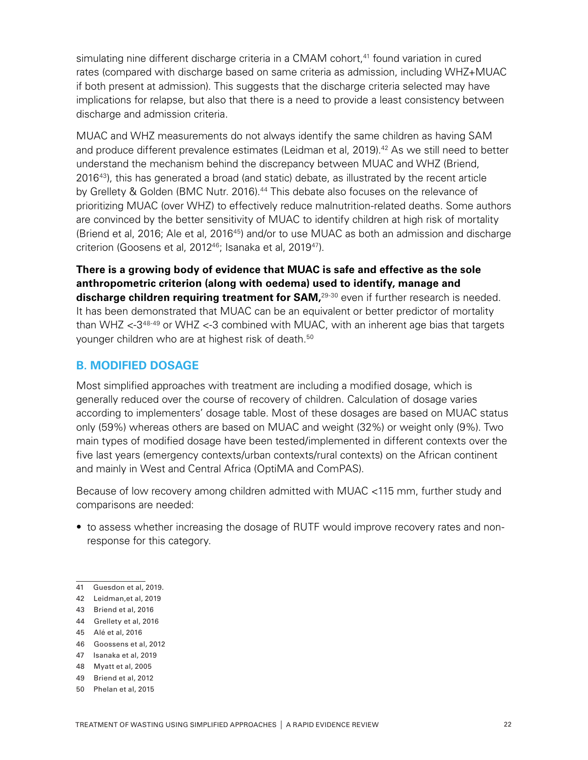simulating nine different discharge criteria in a CMAM cohort,[41] found variation in cured rates (compared with discharge based on same criteria as admission, including WHZ+MUAC if both present at admission). This suggests that the discharge criteria selected may have implications for relapse, but also that there is a need to provide a least consistency between discharge and admission criteria.

MUAC and WHZ measurements do not always identify the same children as having SAM and produce different prevalence estimates (Leidman et al, 2019).[42] As we still need to better understand the mechanism behind the discrepancy between MUAC and WHZ (Briend, 2016[43]), this has generated a broad (and static) debate, as illustrated by the recent article by Grellety & Golden (BMC Nutr. 2016).[44] This debate also focuses on the relevance of prioritizing MUAC (over WHZ) to effectively reduce malnutrition-related deaths. Some authors are convinced by the better sensitivity of MUAC to identify children at high risk of mortality (Briend et al, 2016; Ale et al, 2016[45]) and/or to use MUAC as both an admission and discharge criterion (Goosens et al, 2012[46]; Isanaka et al, 2019[47]).

**There is a growing body of evidence that MUAC is safe and effective as the sole anthropometric criterion (along with oedema) used to identify, manage and discharge children requiring treatment for SAM,**[29-30] even if further research is needed. It has been demonstrated that MUAC can be an equivalent or better predictor of mortality than WHZ <-3[48-49] or WHZ <-3 combined with MUAC, with an inherent age bias that targets younger children who are at highest risk of death.[50]

## B. MODIFIED DOSAGE

Most simplified approaches with treatment are including a modified dosage, which is generally reduced over the course of recovery of children. Calculation of dosage varies according to implementers' dosage table. Most of these dosages are based on MUAC status only (59%) whereas others are based on MUAC and weight (32%) or weight only (9%). Two main types of modified dosage have been tested/implemented in different contexts over the five last years (emergency contexts/urban contexts/rural contexts) on the African continent and mainly in West and Central Africa (OptiMA and ComPAS).

Because of low recovery among children admitted with MUAC <115 mm, further study and comparisons are needed:

- to assess whether increasing the dosage of RUTF would improve recovery rates and non-response for this category.

---

41 Guesdon et al, 2019.
42 Leidman,et al, 2019
43 Briend et al, 2016
44 Grellety et al, 2016
45 Alé et al, 2016
46 Goossens et al, 2012
47 Isanaka et al, 2019
48 Myatt et al, 2005
49 Briend et al, 2012
50 Phelan et al, 2015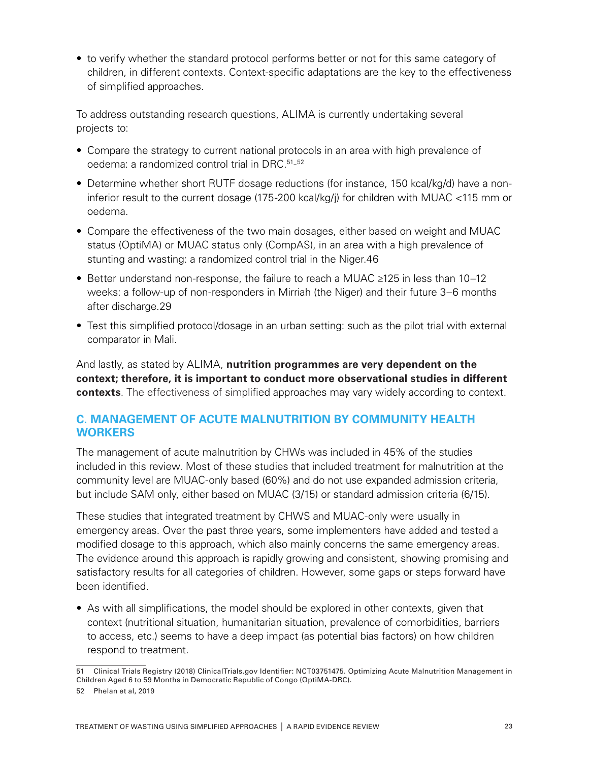- to verify whether the standard protocol performs better or not for this same category of children, in different contexts. Context-specific adaptations are the key to the effectiveness of simplified approaches.

To address outstanding research questions, ALIMA is currently undertaking several projects to:

- Compare the strategy to current national protocols in an area with high prevalence of oedema: a randomized control trial in DRC.[51]-[52]
- Determine whether short RUTF dosage reductions (for instance, 150 kcal/kg/d) have a non-inferior result to the current dosage (175-200 kcal/kg/j) for children with MUAC <115 mm or oedema.
- Compare the effectiveness of the two main dosages, either based on weight and MUAC status (OptiMA) or MUAC status only (CompAS), in an area with a high prevalence of stunting and wasting: a randomized control trial in the Niger.46
- Better understand non-response, the failure to reach a MUAC ≥125 in less than 10–12 weeks: a follow-up of non-responders in Mirriah (the Niger) and their future 3–6 months after discharge.29
- Test this simplified protocol/dosage in an urban setting: such as the pilot trial with external comparator in Mali.

And lastly, as stated by ALIMA, **nutrition programmes are very dependent on the context; therefore, it is important to conduct more observational studies in different contexts**. The effectiveness of simplified approaches may vary widely according to context.

## C. MANAGEMENT OF ACUTE MALNUTRITION BY COMMUNITY HEALTH WORKERS

The management of acute malnutrition by CHWs was included in 45% of the studies included in this review. Most of these studies that included treatment for malnutrition at the community level are MUAC-only based (60%) and do not use expanded admission criteria, but include SAM only, either based on MUAC (3/15) or standard admission criteria (6/15).

These studies that integrated treatment by CHWS and MUAC-only were usually in emergency areas. Over the past three years, some implementers have added and tested a modified dosage to this approach, which also mainly concerns the same emergency areas. The evidence around this approach is rapidly growing and consistent, showing promising and satisfactory results for all categories of children. However, some gaps or steps forward have been identified.

- As with all simplifications, the model should be explored in other contexts, given that context (nutritional situation, humanitarian situation, prevalence of comorbidities, barriers to access, etc.) seems to have a deep impact (as potential bias factors) on how children respond to treatment.

---

51 Clinical Trials Registry (2018) ClinicalTrials.gov Identifier: NCT03751475. Optimizing Acute Malnutrition Management in Children Aged 6 to 59 Months in Democratic Republic of Congo (OptiMA-DRC).

52 Phelan et al, 2019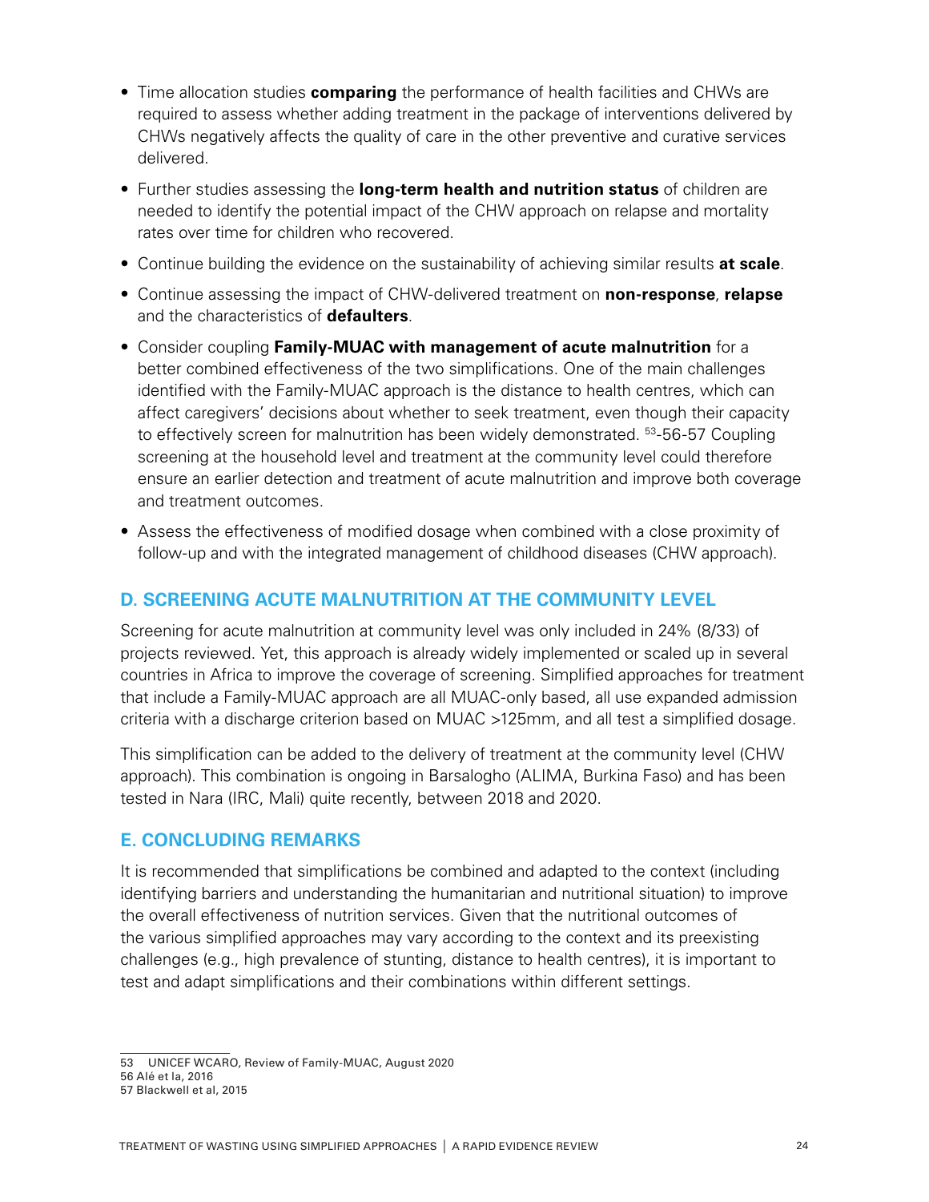- Time allocation studies **comparing** the performance of health facilities and CHWs are required to assess whether adding treatment in the package of interventions delivered by CHWs negatively affects the quality of care in the other preventive and curative services delivered.
- Further studies assessing the **long-term health and nutrition status** of children are needed to identify the potential impact of the CHW approach on relapse and mortality rates over time for children who recovered.
- Continue building the evidence on the sustainability of achieving similar results **at scale**.
- Continue assessing the impact of CHW-delivered treatment on **non-response**, **relapse** and the characteristics of **defaulters**.
- Consider coupling **Family-MUAC with management of acute malnutrition** for a better combined effectiveness of the two simplifications. One of the main challenges identified with the Family-MUAC approach is the distance to health centres, which can affect caregivers' decisions about whether to seek treatment, even though their capacity to effectively screen for malnutrition has been widely demonstrated. [53]-56-57 Coupling screening at the household level and treatment at the community level could therefore ensure an earlier detection and treatment of acute malnutrition and improve both coverage and treatment outcomes.
- Assess the effectiveness of modified dosage when combined with a close proximity of follow-up and with the integrated management of childhood diseases (CHW approach).

## D. SCREENING ACUTE MALNUTRITION AT THE COMMUNITY LEVEL

Screening for acute malnutrition at community level was only included in 24% (8/33) of projects reviewed. Yet, this approach is already widely implemented or scaled up in several countries in Africa to improve the coverage of screening. Simplified approaches for treatment that include a Family-MUAC approach are all MUAC-only based, all use expanded admission criteria with a discharge criterion based on MUAC >125mm, and all test a simplified dosage.

This simplification can be added to the delivery of treatment at the community level (CHW approach). This combination is ongoing in Barsalogho (ALIMA, Burkina Faso) and has been tested in Nara (IRC, Mali) quite recently, between 2018 and 2020.

## E. CONCLUDING REMARKS

It is recommended that simplifications be combined and adapted to the context (including identifying barriers and understanding the humanitarian and nutritional situation) to improve the overall effectiveness of nutrition services. Given that the nutritional outcomes of the various simplified approaches may vary according to the context and its preexisting challenges (e.g., high prevalence of stunting, distance to health centres), it is important to test and adapt simplifications and their combinations within different settings.

---

53 UNICEF WCARO, Review of Family-MUAC, August 2020
56 Alé et la, 2016
57 Blackwell et al, 2015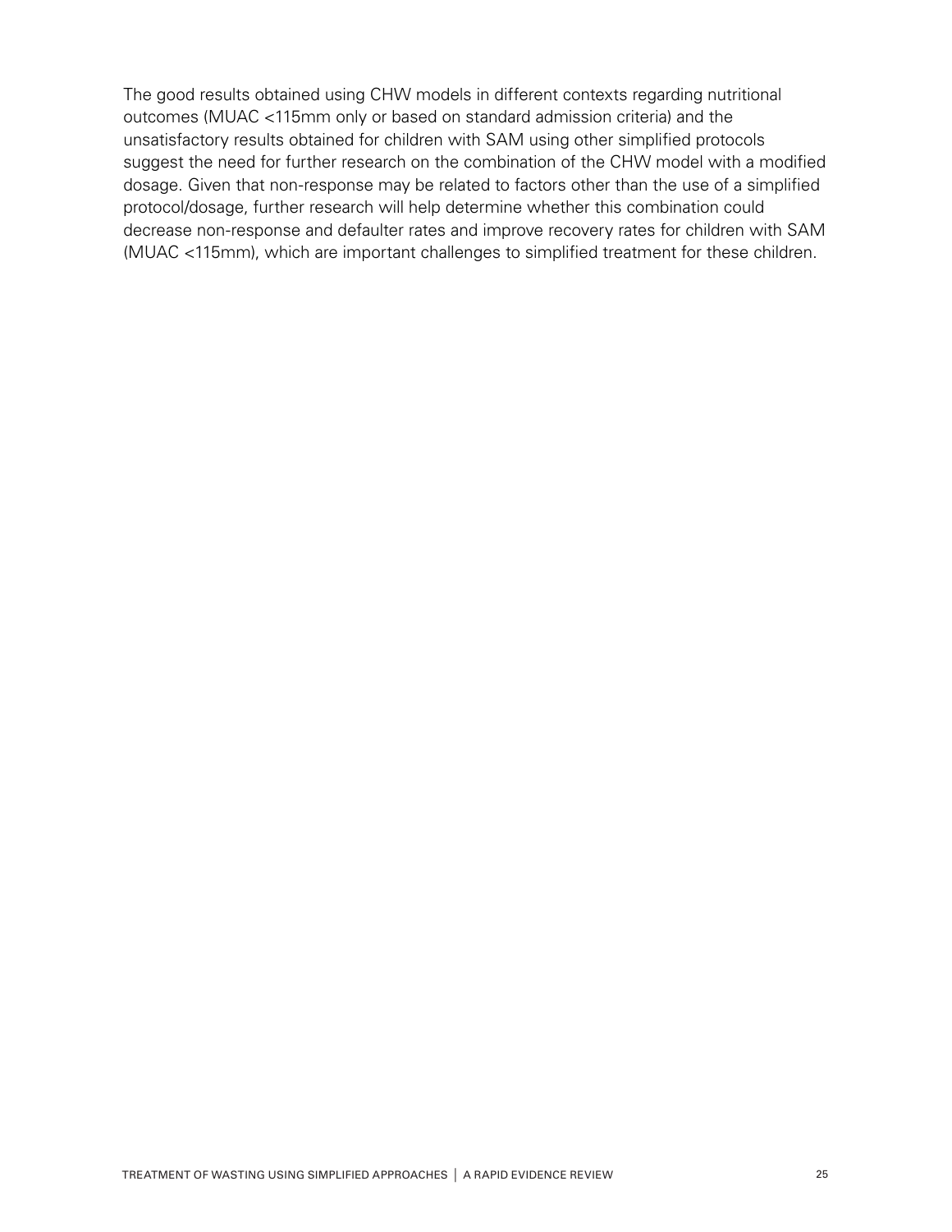The good results obtained using CHW models in different contexts regarding nutritional outcomes (MUAC <115mm only or based on standard admission criteria) and the unsatisfactory results obtained for children with SAM using other simplified protocols suggest the need for further research on the combination of the CHW model with a modified dosage. Given that non-response may be related to factors other than the use of a simplified protocol/dosage, further research will help determine whether this combination could decrease non-response and defaulter rates and improve recovery rates for children with SAM (MUAC <115mm), which are important challenges to simplified treatment for these children.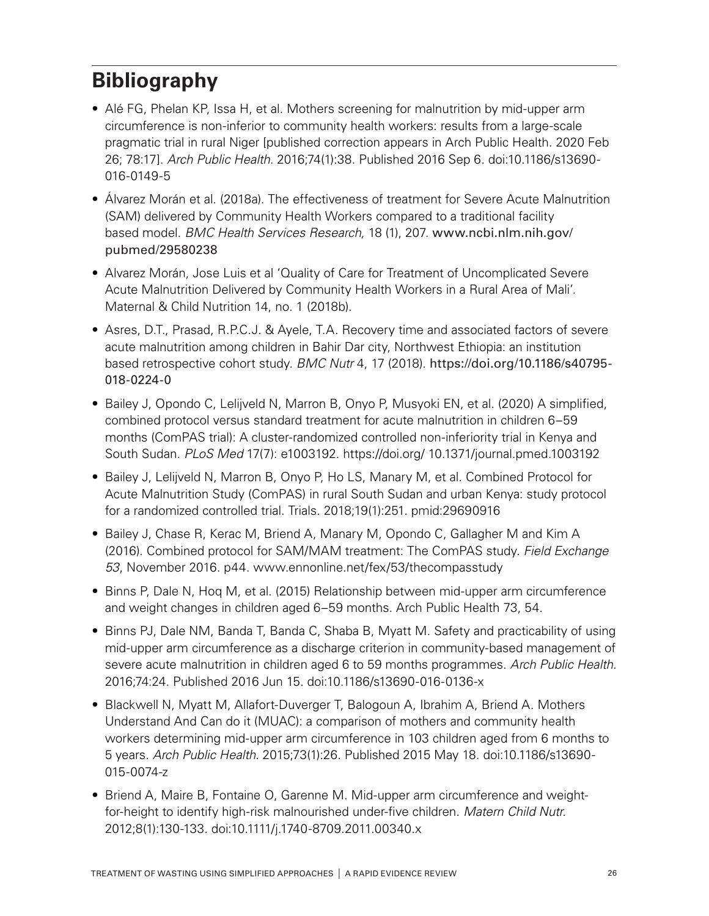## Bibliography

- Alé FG, Phelan KP, Issa H, et al. Mothers screening for malnutrition by mid-upper arm circumference is non-inferior to community health workers: results from a large-scale pragmatic trial in rural Niger [published correction appears in Arch Public Health. 2020 Feb 26; 78:17]. *Arch Public Health*. 2016;74(1):38. Published 2016 Sep 6. doi:10.1186/s13690-016-0149-5
- Álvarez Morán et al. (2018a). The effectiveness of treatment for Severe Acute Malnutrition (SAM) delivered by Community Health Workers compared to a traditional facility based model. *BMC Health Services Research,* 18 (1), 207. www.ncbi.nlm.nih.gov/pubmed/29580238
- Alvarez Morán, Jose Luis et al 'Quality of Care for Treatment of Uncomplicated Severe Acute Malnutrition Delivered by Community Health Workers in a Rural Area of Mali'. Maternal & Child Nutrition 14, no. 1 (2018b).
- Asres, D.T., Prasad, R.P.C.J. & Ayele, T.A. Recovery time and associated factors of severe acute malnutrition among children in Bahir Dar city, Northwest Ethiopia: an institution based retrospective cohort study. *BMC Nutr* 4, 17 (2018). https://doi.org/10.1186/s40795-018-0224-0
- Bailey J, Opondo C, Lelijveld N, Marron B, Onyo P, Musyoki EN, et al. (2020) A simplified, combined protocol versus standard treatment for acute malnutrition in children 6–59 months (ComPAS trial): A cluster-randomized controlled non-inferiority trial in Kenya and South Sudan. *PLoS Med* 17(7): e1003192. https://doi.org/ 10.1371/journal.pmed.1003192
- Bailey J, Lelijveld N, Marron B, Onyo P, Ho LS, Manary M, et al. Combined Protocol for Acute Malnutrition Study (ComPAS) in rural South Sudan and urban Kenya: study protocol for a randomized controlled trial. Trials. 2018;19(1):251. pmid:29690916
- Bailey J, Chase R, Kerac M, Briend A, Manary M, Opondo C, Gallagher M and Kim A (2016). Combined protocol for SAM/MAM treatment: The ComPAS study. *Field Exchange 53*, November 2016. p44. www.ennonline.net/fex/53/thecompasstudy
- Binns P, Dale N, Hoq M, et al. (2015) Relationship between mid-upper arm circumference and weight changes in children aged 6–59 months. Arch Public Health 73, 54.
- Binns PJ, Dale NM, Banda T, Banda C, Shaba B, Myatt M. Safety and practicability of using mid-upper arm circumference as a discharge criterion in community-based management of severe acute malnutrition in children aged 6 to 59 months programmes. *Arch Public Health.* 2016;74:24. Published 2016 Jun 15. doi:10.1186/s13690-016-0136-x
- Blackwell N, Myatt M, Allafort-Duverger T, Balogoun A, Ibrahim A, Briend A. Mothers Understand And Can do it (MUAC): a comparison of mothers and community health workers determining mid-upper arm circumference in 103 children aged from 6 months to 5 years. *Arch Public Health.* 2015;73(1):26. Published 2015 May 18. doi:10.1186/s13690-015-0074-z
- Briend A, Maire B, Fontaine O, Garenne M. Mid-upper arm circumference and weight-for-height to identify high-risk malnourished under-five children. *Matern Child Nutr.* 2012;8(1):130-133. doi:10.1111/j.1740-8709.2011.00340.x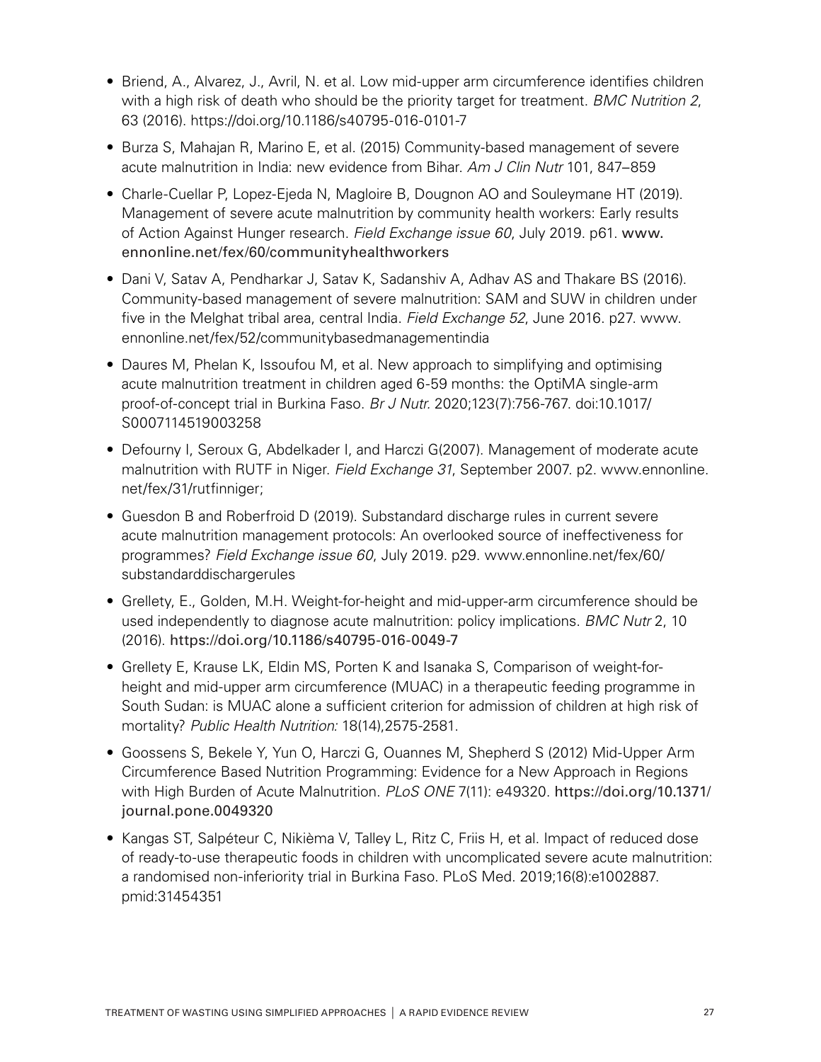- Briend, A., Alvarez, J., Avril, N. et al. Low mid-upper arm circumference identifies children with a high risk of death who should be the priority target for treatment. *BMC Nutrition 2*, 63 (2016). https://doi.org/10.1186/s40795-016-0101-7
- Burza S, Mahajan R, Marino E, et al. (2015) Community-based management of severe acute malnutrition in India: new evidence from Bihar. *Am J Clin Nutr* 101, 847–859
- Charle-Cuellar P, Lopez-Ejeda N, Magloire B, Dougnon AO and Souleymane HT (2019). Management of severe acute malnutrition by community health workers: Early results of Action Against Hunger research. *Field Exchange issue 60*, July 2019. p61. www.ennonline.net/fex/60/communityhealthworkers
- Dani V, Satav A, Pendharkar J, Satav K, Sadanshiv A, Adhav AS and Thakare BS (2016). Community-based management of severe malnutrition: SAM and SUW in children under five in the Melghat tribal area, central India. *Field Exchange 52*, June 2016. p27. www.ennonline.net/fex/52/communitybasedmanagementindia
- Daures M, Phelan K, Issoufou M, et al. New approach to simplifying and optimising acute malnutrition treatment in children aged 6-59 months: the OptiMA single-arm proof-of-concept trial in Burkina Faso. *Br J Nutr.* 2020;123(7):756-767. doi:10.1017/S0007114519003258
- Defourny I, Seroux G, Abdelkader I, and Harczi G(2007). Management of moderate acute malnutrition with RUTF in Niger. *Field Exchange 31*, September 2007. p2. www.ennonline.net/fex/31/rutfinniger;
- Guesdon B and Roberfroid D (2019). Substandard discharge rules in current severe acute malnutrition management protocols: An overlooked source of ineffectiveness for programmes? *Field Exchange issue 60*, July 2019. p29. www.ennonline.net/fex/60/substandarddischargerules
- Grellety, E., Golden, M.H. Weight-for-height and mid-upper-arm circumference should be used independently to diagnose acute malnutrition: policy implications. *BMC Nutr* 2, 10 (2016). https://doi.org/10.1186/s40795-016-0049-7
- Grellety E, Krause LK, Eldin MS, Porten K and Isanaka S, Comparison of weight-for-height and mid-upper arm circumference (MUAC) in a therapeutic feeding programme in South Sudan: is MUAC alone a sufficient criterion for admission of children at high risk of mortality? *Public Health Nutrition:* 18(14),2575-2581.
- Goossens S, Bekele Y, Yun O, Harczi G, Ouannes M, Shepherd S (2012) Mid-Upper Arm Circumference Based Nutrition Programming: Evidence for a New Approach in Regions with High Burden of Acute Malnutrition. *PLoS ONE* 7(11): e49320. https://doi.org/10.1371/journal.pone.0049320
- Kangas ST, Salpéteur C, Nikièma V, Talley L, Ritz C, Friis H, et al. Impact of reduced dose of ready-to-use therapeutic foods in children with uncomplicated severe acute malnutrition: a randomised non-inferiority trial in Burkina Faso. PLoS Med. 2019;16(8):e1002887. pmid:31454351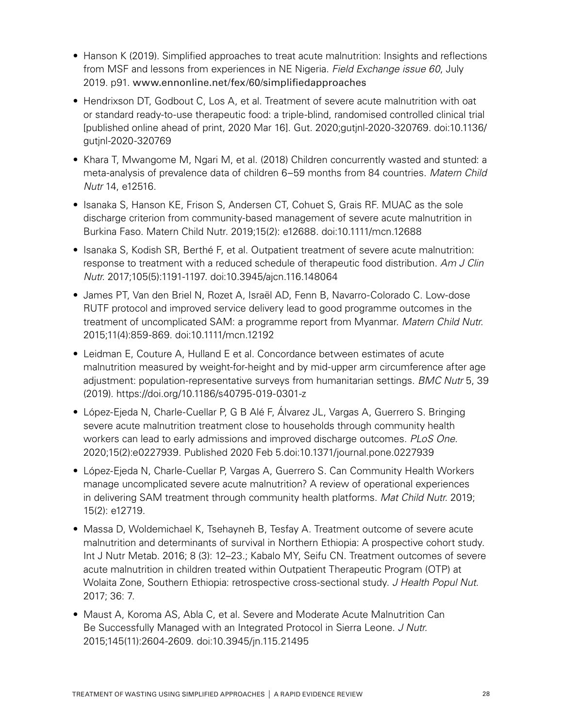- Hanson K (2019). Simplified approaches to treat acute malnutrition: Insights and reflections from MSF and lessons from experiences in NE Nigeria. *Field Exchange issue 60*, July 2019. p91. www.ennonline.net/fex/60/simplifiedapproaches
- Hendrixson DT, Godbout C, Los A, et al. Treatment of severe acute malnutrition with oat or standard ready-to-use therapeutic food: a triple-blind, randomised controlled clinical trial [published online ahead of print, 2020 Mar 16]. Gut. 2020;gutjnl-2020-320769. doi:10.1136/gutjnl-2020-320769
- Khara T, Mwangome M, Ngari M, et al. (2018) Children concurrently wasted and stunted: a meta-analysis of prevalence data of children 6–59 months from 84 countries. *Matern Child Nutr* 14, e12516.
- Isanaka S, Hanson KE, Frison S, Andersen CT, Cohuet S, Grais RF. MUAC as the sole discharge criterion from community-based management of severe acute malnutrition in Burkina Faso. Matern Child Nutr. 2019;15(2): e12688. doi:10.1111/mcn.12688
- Isanaka S, Kodish SR, Berthé F, et al. Outpatient treatment of severe acute malnutrition: response to treatment with a reduced schedule of therapeutic food distribution. *Am J Clin Nutr.* 2017;105(5):1191-1197. doi:10.3945/ajcn.116.148064
- James PT, Van den Briel N, Rozet A, Israël AD, Fenn B, Navarro-Colorado C. Low-dose RUTF protocol and improved service delivery lead to good programme outcomes in the treatment of uncomplicated SAM: a programme report from Myanmar. *Matern Child Nutr.* 2015;11(4):859-869. doi:10.1111/mcn.12192
- Leidman E, Couture A, Hulland E et al. Concordance between estimates of acute malnutrition measured by weight-for-height and by mid-upper arm circumference after age adjustment: population-representative surveys from humanitarian settings. *BMC Nutr* 5, 39 (2019). https://doi.org/10.1186/s40795-019-0301-z
- López-Ejeda N, Charle-Cuellar P, G B Alé F, Álvarez JL, Vargas A, Guerrero S. Bringing severe acute malnutrition treatment close to households through community health workers can lead to early admissions and improved discharge outcomes. *PLoS One.* 2020;15(2):e0227939. Published 2020 Feb 5.doi:10.1371/journal.pone.0227939
- López-Ejeda N, Charle-Cuellar P, Vargas A, Guerrero S. Can Community Health Workers manage uncomplicated severe acute malnutrition? A review of operational experiences in delivering SAM treatment through community health platforms. *Mat Child Nutr.* 2019; 15(2): e12719.
- Massa D, Woldemichael K, Tsehayneh B, Tesfay A. Treatment outcome of severe acute malnutrition and determinants of survival in Northern Ethiopia: A prospective cohort study. Int J Nutr Metab. 2016; 8 (3): 12–23.; Kabalo MY, Seifu CN. Treatment outcomes of severe acute malnutrition in children treated within Outpatient Therapeutic Program (OTP) at Wolaita Zone, Southern Ethiopia: retrospective cross-sectional study. *J Health Popul Nut.* 2017; 36: 7.
- Maust A, Koroma AS, Abla C, et al. Severe and Moderate Acute Malnutrition Can Be Successfully Managed with an Integrated Protocol in Sierra Leone. *J Nutr.* 2015;145(11):2604-2609. doi:10.3945/jn.115.21495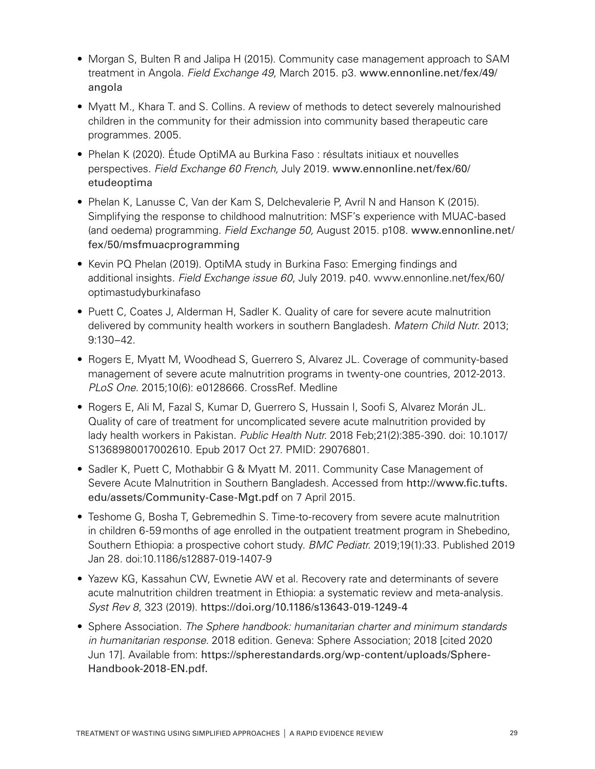- Morgan S, Bulten R and Jalipa H (2015). Community case management approach to SAM treatment in Angola. *Field Exchange 49,* March 2015. p3. www.ennonline.net/fex/49/angola
- Myatt M., Khara T. and S. Collins. A review of methods to detect severely malnourished children in the community for their admission into community based therapeutic care programmes. 2005.
- Phelan K (2020). Étude OptiMA au Burkina Faso : résultats initiaux et nouvelles perspectives. *Field Exchange 60 French,* July 2019. www.ennonline.net/fex/60/etudeoptima
- Phelan K, Lanusse C, Van der Kam S, Delchevalerie P, Avril N and Hanson K (2015). Simplifying the response to childhood malnutrition: MSF's experience with MUAC-based (and oedema) programming. *Field Exchange 50,* August 2015. p108. www.ennonline.net/fex/50/msfmuacprogramming
- Kevin PQ Phelan (2019). OptiMA study in Burkina Faso: Emerging findings and additional insights. *Field Exchange issue 60*, July 2019. p40. www.ennonline.net/fex/60/optimastudyburkinafaso
- Puett C, Coates J, Alderman H, Sadler K. Quality of care for severe acute malnutrition delivered by community health workers in southern Bangladesh. *Matern Child Nutr.* 2013; 9:130–42.
- Rogers E, Myatt M, Woodhead S, Guerrero S, Alvarez JL. Coverage of community-based management of severe acute malnutrition programs in twenty-one countries, 2012-2013. *PLoS One*. 2015;10(6): e0128666. CrossRef. Medline
- Rogers E, Ali M, Fazal S, Kumar D, Guerrero S, Hussain I, Soofi S, Alvarez Morán JL. Quality of care of treatment for uncomplicated severe acute malnutrition provided by lady health workers in Pakistan. *Public Health Nutr.* 2018 Feb;21(2):385-390. doi: 10.1017/S1368980017002610. Epub 2017 Oct 27. PMID: 29076801.
- Sadler K, Puett C, Mothabbir G & Myatt M. 2011. Community Case Management of Severe Acute Malnutrition in Southern Bangladesh. Accessed from http://www.fic.tufts.edu/assets/Community-Case-Mgt.pdf on 7 April 2015.
- Teshome G, Bosha T, Gebremedhin S. Time-to-recovery from severe acute malnutrition in children 6-59 months of age enrolled in the outpatient treatment program in Shebedino, Southern Ethiopia: a prospective cohort study. *BMC Pediatr.* 2019;19(1):33. Published 2019 Jan 28. doi:10.1186/s12887-019-1407-9
- Yazew KG, Kassahun CW, Ewnetie AW et al. Recovery rate and determinants of severe acute malnutrition children treatment in Ethiopia: a systematic review and meta-analysis. *Syst Rev 8*, 323 (2019). https://doi.org/10.1186/s13643-019-1249-4
- Sphere Association. *The Sphere handbook: humanitarian charter and minimum standards in humanitarian response.* 2018 edition. Geneva: Sphere Association; 2018 [cited 2020 Jun 17]. Available from: https://spherestandards.org/wp-content/uploads/Sphere-Handbook-2018-EN.pdf.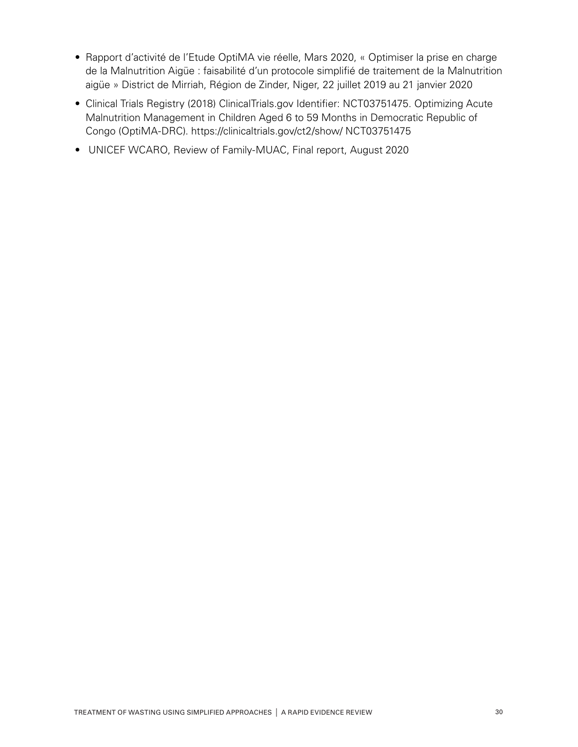- Rapport d'activité de l'Etude OptiMA vie réelle, Mars 2020, « Optimiser la prise en charge de la Malnutrition Aigüe : faisabilité d'un protocole simplifié de traitement de la Malnutrition aigüe » District de Mirriah, Région de Zinder, Niger, 22 juillet 2019 au 21 janvier 2020
- Clinical Trials Registry (2018) ClinicalTrials.gov Identifier: NCT03751475. Optimizing Acute Malnutrition Management in Children Aged 6 to 59 Months in Democratic Republic of Congo (OptiMA-DRC). https://clinicaltrials.gov/ct2/show/ NCT03751475
- UNICEF WCARO, Review of Family-MUAC, Final report, August 2020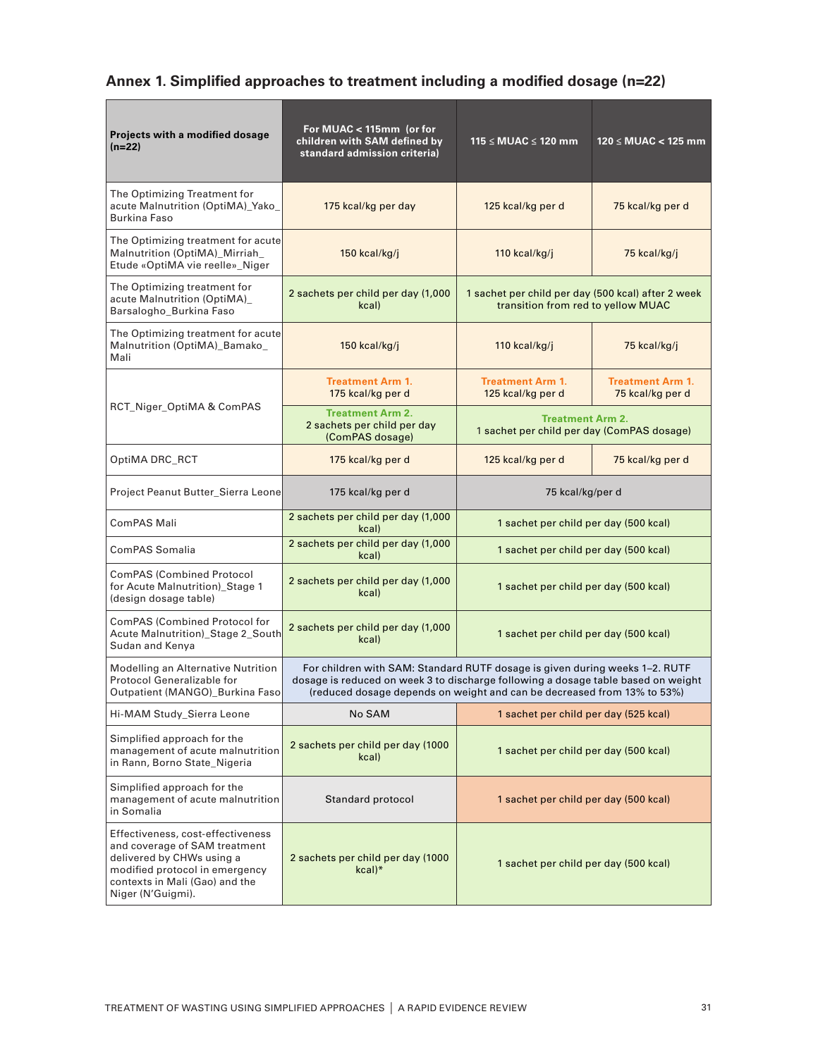## Annex 1. Simplified approaches to treatment including a modified dosage (n=22)

| Projects with a modified dosage (n=22) | For MUAC < 115mm (or for children with SAM defined by standard admission criteria) | 115 ≤ MUAC ≤ 120 mm | 120 ≤ MUAC < 125 mm |
|---|---|---|---|
| The Optimizing Treatment for acute Malnutrition (OptiMA)_Yako_Burkina Faso | 175 kcal/kg per day | 125 kcal/kg per d | 75 kcal/kg per d |
| The Optimizing treatment for acute Malnutrition (OptiMA)_Mirriah_Etude «OptiMA vie reelle»_Niger | 150 kcal/kg/j | 110 kcal/kg/j | 75 kcal/kg/j |
| The Optimizing treatment for acute Malnutrition (OptiMA)_Barsalogho_Burkina Faso | 2 sachets per child per day (1,000 kcal) | 1 sachet per child per day (500 kcal) after 2 week transition from red to yellow MUAC | |
| The Optimizing treatment for acute Malnutrition (OptiMA)_Bamako_Mali | 150 kcal/kg/j | 110 kcal/kg/j | 75 kcal/kg/j |
| RCT_Niger_OptiMA & ComPAS | **Treatment Arm 1.** 175 kcal/kg per d | **Treatment Arm 1.** 125 kcal/kg per d | **Treatment Arm 1.** 75 kcal/kg per d |
| | **Treatment Arm 2.** 2 sachets per child per day (ComPAS dosage) | **Treatment Arm 2.** 1 sachet per child per day (ComPAS dosage) | |
| OptiMA DRC_RCT | 175 kcal/kg per d | 125 kcal/kg per d | 75 kcal/kg per d |
| Project Peanut Butter_Sierra Leone | 175 kcal/kg per d | 75 kcal/kg/per d | |
| ComPAS Mali | 2 sachets per child per day (1,000 kcal) | 1 sachet per child per day (500 kcal) | |
| ComPAS Somalia | 2 sachets per child per day (1,000 kcal) | 1 sachet per child per day (500 kcal) | |
| ComPAS (Combined Protocol for Acute Malnutrition)_Stage 1 (design dosage table) | 2 sachets per child per day (1,000 kcal) | 1 sachet per child per day (500 kcal) | |
| ComPAS (Combined Protocol for Acute Malnutrition)_Stage 2_South Sudan and Kenya | 2 sachets per child per day (1,000 kcal) | 1 sachet per child per day (500 kcal) | |
| Modelling an Alternative Nutrition Protocol Generalizable for Outpatient (MANGO)_Burkina Faso | For children with SAM: Standard RUTF dosage is given during weeks 1–2. RUTF dosage is reduced on week 3 to discharge following a dosage table based on weight (reduced dosage depends on weight and can be decreased from 13% to 53%) | | |
| Hi-MAM Study_Sierra Leone | No SAM | 1 sachet per child per day (525 kcal) | |
| Simplified approach for the management of acute malnutrition in Rann, Borno State_Nigeria | 2 sachets per child per day (1000 kcal) | 1 sachet per child per day (500 kcal) | |
| Simplified approach for the management of acute malnutrition in Somalia | Standard protocol | 1 sachet per child per day (500 kcal) | |
| Effectiveness, cost-effectiveness and coverage of SAM treatment delivered by CHWs using a modified protocol in emergency contexts in Mali (Gao) and the Niger (N'Guigmi). | 2 sachets per child per day (1000 kcal)* | 1 sachet per child per day (500 kcal) | |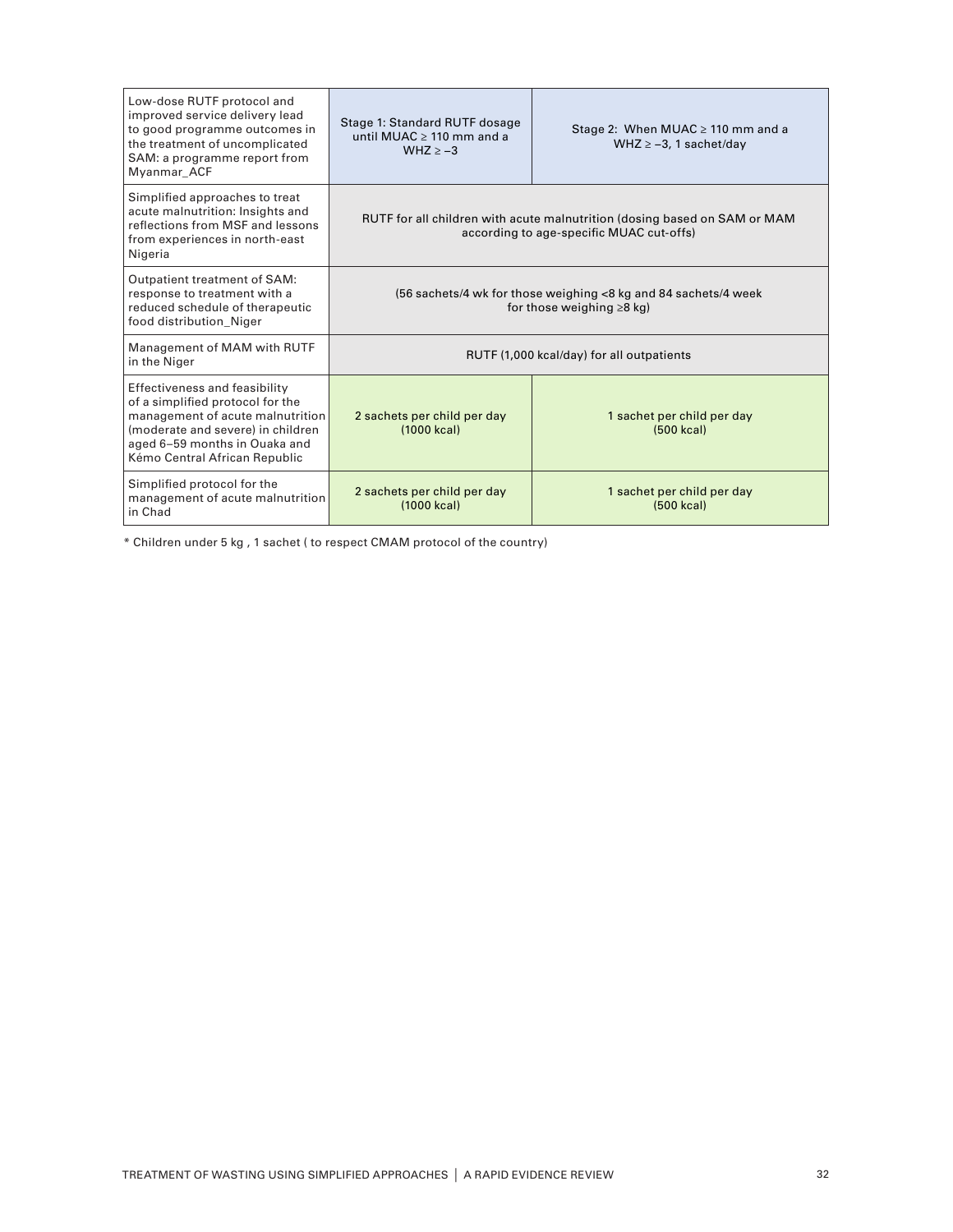| | | |
|---|---|---|
| Low-dose RUTF protocol and improved service delivery lead to good programme outcomes in the treatment of uncomplicated SAM: a programme report from Myanmar_ACF | Stage 1: Standard RUTF dosage until MUAC ≥ 110 mm and a WHZ ≥ −3 | Stage 2: When MUAC ≥ 110 mm and a WHZ ≥ −3, 1 sachet/day |
| Simplified approaches to treat acute malnutrition: Insights and reflections from MSF and lessons from experiences in north-east Nigeria | RUTF for all children with acute malnutrition (dosing based on SAM or MAM according to age-specific MUAC cut-offs) | |
| Outpatient treatment of SAM: response to treatment with a reduced schedule of therapeutic food distribution_Niger | (56 sachets/4 wk for those weighing <8 kg and 84 sachets/4 week for those weighing ≥8 kg) | |
| Management of MAM with RUTF in the Niger | RUTF (1,000 kcal/day) for all outpatients | |
| Effectiveness and feasibility of a simplified protocol for the management of acute malnutrition (moderate and severe) in children aged 6–59 months in Ouaka and Kémo Central African Republic | 2 sachets per child per day (1000 kcal) | 1 sachet per child per day (500 kcal) |
| Simplified protocol for the management of acute malnutrition in Chad | 2 sachets per child per day (1000 kcal) | 1 sachet per child per day (500 kcal) |

* Children under 5 kg , 1 sachet ( to respect CMAM protocol of the country)